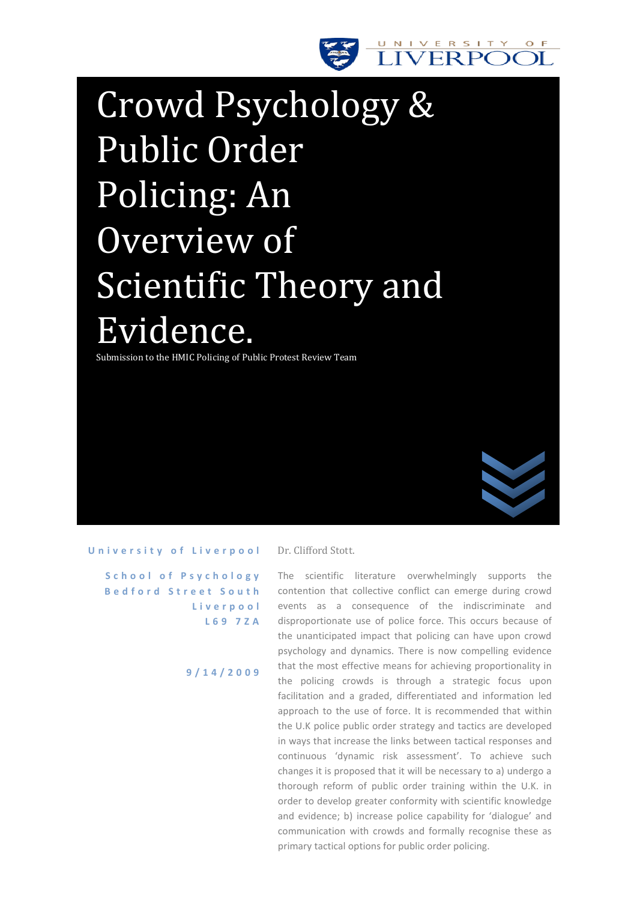# Crowd Psychology & Public Order Policing: An Overview of Scientific Theory and Evidence.

Submission to the HMIC Policing of Public Protest Review Team

University of Liverpool

School of Psychology
Bedford Street South
Liverpool
L69 7ZA

9/14/2009

Dr. Clifford Stott.

The scientific literature overwhelmingly supports the contention that collective conflict can emerge during crowd events as a consequence of the indiscriminate and disproportionate use of police force. This occurs because of the unanticipated impact that policing can have upon crowd psychology and dynamics. There is now compelling evidence that the most effective means for achieving proportionality in the policing crowds is through a strategic focus upon facilitation and a graded, differentiated and information led approach to the use of force. It is recommended that within the U.K police public order strategy and tactics are developed in ways that increase the links between tactical responses and continuous 'dynamic risk assessment'. To achieve such changes it is proposed that it will be necessary to a) undergo a thorough reform of public order training within the U.K. in order to develop greater conformity with scientific knowledge and evidence; b) increase police capability for 'dialogue' and communication with crowds and formally recognise these as primary tactical options for public order policing.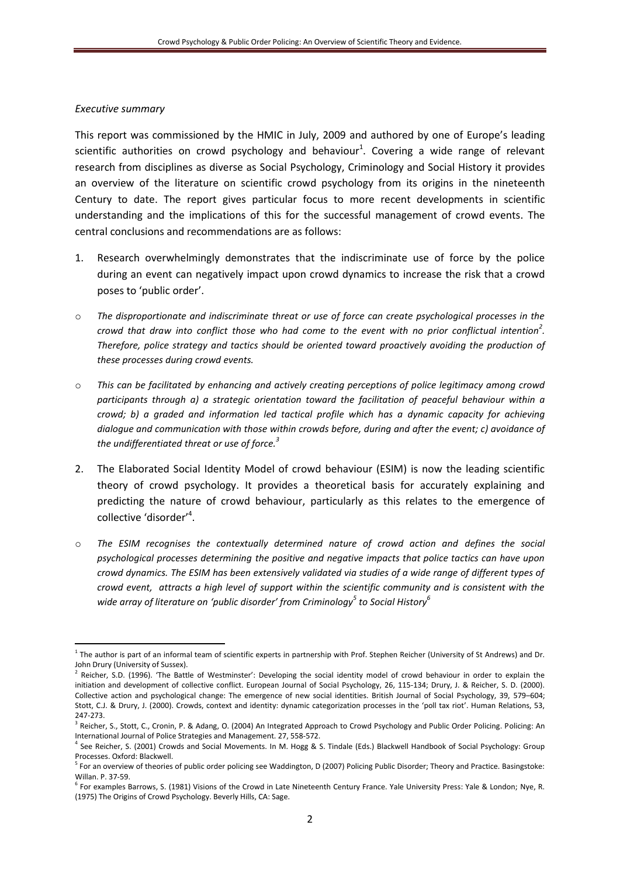*Executive summary*

This report was commissioned by the HMIC in July, 2009 and authored by one of Europe's leading scientific authorities on crowd psychology and behaviour[1]. Covering a wide range of relevant research from disciplines as diverse as Social Psychology, Criminology and Social History it provides an overview of the literature on scientific crowd psychology from its origins in the nineteenth Century to date. The report gives particular focus to more recent developments in scientific understanding and the implications of this for the successful management of crowd events. The central conclusions and recommendations are as follows:

1. Research overwhelmingly demonstrates that the indiscriminate use of force by the police during an event can negatively impact upon crowd dynamics to increase the risk that a crowd poses to 'public order'.

- *The disproportionate and indiscriminate threat or use of force can create psychological processes in the crowd that draw into conflict those who had come to the event with no prior conflictual intention[2]. Therefore, police strategy and tactics should be oriented toward proactively avoiding the production of these processes during crowd events.*

- *This can be facilitated by enhancing and actively creating perceptions of police legitimacy among crowd participants through a) a strategic orientation toward the facilitation of peaceful behaviour within a crowd; b) a graded and information led tactical profile which has a dynamic capacity for achieving dialogue and communication with those within crowds before, during and after the event; c) avoidance of the undifferentiated threat or use of force.[3]*

2. The Elaborated Social Identity Model of crowd behaviour (ESIM) is now the leading scientific theory of crowd psychology. It provides a theoretical basis for accurately explaining and predicting the nature of crowd behaviour, particularly as this relates to the emergence of collective 'disorder'[4].

- *The ESIM recognises the contextually determined nature of crowd action and defines the social psychological processes determining the positive and negative impacts that police tactics can have upon crowd dynamics. The ESIM has been extensively validated via studies of a wide range of different types of crowd event, attracts a high level of support within the scientific community and is consistent with the wide array of literature on 'public disorder' from Criminology[5] to Social History[6]*

---

[1] The author is part of an informal team of scientific experts in partnership with Prof. Stephen Reicher (University of St Andrews) and Dr. John Drury (University of Sussex).

[2] Reicher, S.D. (1996). 'The Battle of Westminster': Developing the social identity model of crowd behaviour in order to explain the initiation and development of collective conflict. European Journal of Social Psychology, 26, 115-134; Drury, J. & Reicher, S. D. (2000). Collective action and psychological change: The emergence of new social identities. British Journal of Social Psychology, 39, 579–604; Stott, C.J. & Drury, J. (2000). Crowds, context and identity: dynamic categorization processes in the 'poll tax riot'. Human Relations, 53, 247-273.

[3] Reicher, S., Stott, C., Cronin, P. & Adang, O. (2004) An Integrated Approach to Crowd Psychology and Public Order Policing. Policing: An International Journal of Police Strategies and Management. 27, 558-572.

[4] See Reicher, S. (2001) Crowds and Social Movements. In M. Hogg & S. Tindale (Eds.) Blackwell Handbook of Social Psychology: Group Processes. Oxford: Blackwell.

[5] For an overview of theories of public order policing see Waddington, D (2007) Policing Public Disorder; Theory and Practice. Basingstoke: Willan. P. 37-59.

[6] For examples Barrows, S. (1981) Visions of the Crowd in Late Nineteenth Century France. Yale University Press: Yale & London; Nye, R. (1975) The Origins of Crowd Psychology. Beverly Hills, CA: Sage.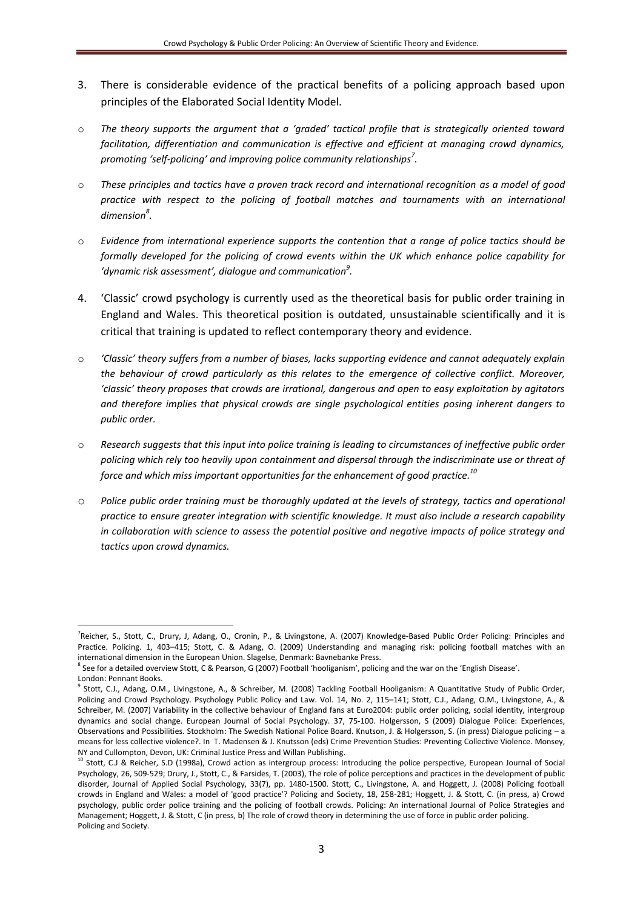3. There is considerable evidence of the practical benefits of a policing approach based upon principles of the Elaborated Social Identity Model.

- *The theory supports the argument that a 'graded' tactical profile that is strategically oriented toward facilitation, differentiation and communication is effective and efficient at managing crowd dynamics, promoting 'self-policing' and improving police community relationships*[7].
- *These principles and tactics have a proven track record and international recognition as a model of good practice with respect to the policing of football matches and tournaments with an international dimension*[8].
- *Evidence from international experience supports the contention that a range of police tactics should be formally developed for the policing of crowd events within the UK which enhance police capability for 'dynamic risk assessment', dialogue and communication*[9].

4. 'Classic' crowd psychology is currently used as the theoretical basis for public order training in England and Wales. This theoretical position is outdated, unsustainable scientifically and it is critical that training is updated to reflect contemporary theory and evidence.

- *'Classic' theory suffers from a number of biases, lacks supporting evidence and cannot adequately explain the behaviour of crowd particularly as this relates to the emergence of collective conflict. Moreover, 'classic' theory proposes that crowds are irrational, dangerous and open to easy exploitation by agitators and therefore implies that physical crowds are single psychological entities posing inherent dangers to public order.*
- *Research suggests that this input into police training is leading to circumstances of ineffective public order policing which rely too heavily upon containment and dispersal through the indiscriminate use or threat of force and which miss important opportunities for the enhancement of good practice.*[10]
- *Police public order training must be thoroughly updated at the levels of strategy, tactics and operational practice to ensure greater integration with scientific knowledge. It must also include a research capability in collaboration with science to assess the potential positive and negative impacts of police strategy and tactics upon crowd dynamics.*

---

[7] Reicher, S., Stott, C., Drury, J, Adang, O., Cronin, P., & Livingstone, A. (2007) Knowledge-Based Public Order Policing: Principles and Practice. Policing. 1, 403–415; Stott, C. & Adang, O. (2009) Understanding and managing risk: policing football matches with an international dimension in the European Union. Slagelse, Denmark: Bavnebanke Press.

[8] See for a detailed overview Stott, C & Pearson, G (2007) Football 'hooliganism', policing and the war on the 'English Disease'. London: Pennant Books.

[9] Stott, C.J., Adang, O.M., Livingstone, A., & Schreiber, M. (2008) Tackling Football Hooliganism: A Quantitative Study of Public Order, Policing and Crowd Psychology. Psychology Public Policy and Law. Vol. 14, No. 2, 115–141; Stott, C.J., Adang, O.M., Livingstone, A., & Schreiber, M. (2007) Variability in the collective behaviour of England fans at Euro2004: public order policing, social identity, intergroup dynamics and social change. European Journal of Social Psychology. 37, 75-100. Holgersson, S (2009) Dialogue Police: Experiences, Observations and Possibilities. Stockholm: The Swedish National Police Board. Knutson, J. & Holgersson, S. (in press) Dialogue policing – a means for less collective violence?. In T. Madensen & J. Knutsson (eds) Crime Prevention Studies: Preventing Collective Violence. Monsey, NY and Cullompton, Devon, UK: Criminal Justice Press and Willan Publishing.

[10] Stott, C.J & Reicher, S.D (1998a), Crowd action as intergroup process: Introducing the police perspective, European Journal of Social Psychology, 26, 509-529; Drury, J., Stott, C., & Farsides, T. (2003), The role of police perceptions and practices in the development of public disorder, Journal of Applied Social Psychology, 33(7), pp. 1480-1500. Stott, C., Livingstone, A. and Hoggett, J. (2008) Policing football crowds in England and Wales: a model of 'good practice'? Policing and Society, 18, 258-281; Hoggett, J. & Stott, C. (in press, a) Crowd psychology, public order police training and the policing of football crowds. Policing: An international Journal of Police Strategies and Management; Hoggett, J. & Stott, C (in press, b) The role of crowd theory in determining the use of force in public order policing. Policing and Society.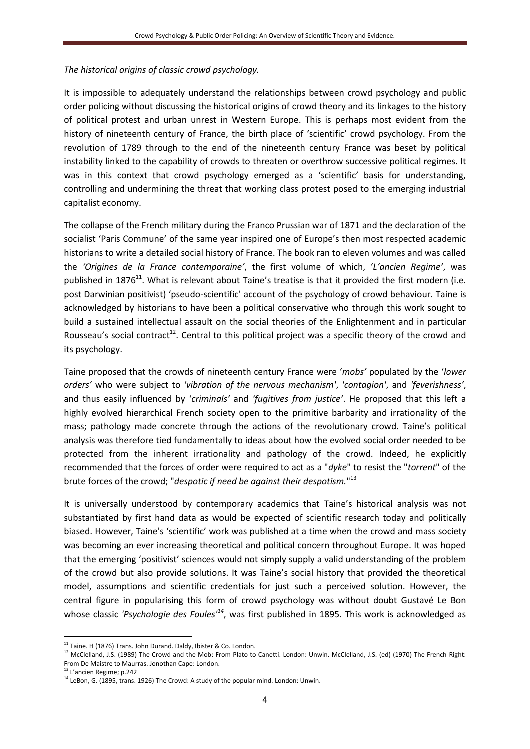*The historical origins of classic crowd psychology.*

It is impossible to adequately understand the relationships between crowd psychology and public order policing without discussing the historical origins of crowd theory and its linkages to the history of political protest and urban unrest in Western Europe. This is perhaps most evident from the history of nineteenth century of France, the birth place of 'scientific' crowd psychology. From the revolution of 1789 through to the end of the nineteenth century France was beset by political instability linked to the capability of crowds to threaten or overthrow successive political regimes. It was in this context that crowd psychology emerged as a 'scientific' basis for understanding, controlling and undermining the threat that working class protest posed to the emerging industrial capitalist economy.

The collapse of the French military during the Franco Prussian war of 1871 and the declaration of the socialist 'Paris Commune' of the same year inspired one of Europe's then most respected academic historians to write a detailed social history of France. The book ran to eleven volumes and was called the *'Origines de la France contemporaine'*, the first volume of which, '*L'ancien Regime'*, was published in 1876[11]. What is relevant about Taine's treatise is that it provided the first modern (i.e. post Darwinian positivist) 'pseudo-scientific' account of the psychology of crowd behaviour. Taine is acknowledged by historians to have been a political conservative who through this work sought to build a sustained intellectual assault on the social theories of the Enlightenment and in particular Rousseau's social contract[12]. Central to this political project was a specific theory of the crowd and its psychology.

Taine proposed that the crowds of nineteenth century France were '*mobs'* populated by the '*lower orders'* who were subject to *'vibration of the nervous mechanism'*, *'contagion'*, and *'feverishness'*, and thus easily influenced by '*criminals'* and *'fugitives from justice'*. He proposed that this left a highly evolved hierarchical French society open to the primitive barbarity and irrationality of the mass; pathology made concrete through the actions of the revolutionary crowd. Taine's political analysis was therefore tied fundamentally to ideas about how the evolved social order needed to be protected from the inherent irrationality and pathology of the crowd. Indeed, he explicitly recommended that the forces of order were required to act as a "*dyke*" to resist the "*torrent*" of the brute forces of the crowd; "*despotic if need be against their despotism.*"[13]

It is universally understood by contemporary academics that Taine's historical analysis was not substantiated by first hand data as would be expected of scientific research today and politically biased. However, Taine's 'scientific' work was published at a time when the crowd and mass society was becoming an ever increasing theoretical and political concern throughout Europe. It was hoped that the emerging 'positivist' sciences would not simply supply a valid understanding of the problem of the crowd but also provide solutions. It was Taine's social history that provided the theoretical model, assumptions and scientific credentials for just such a perceived solution. However, the central figure in popularising this form of crowd psychology was without doubt Gustavé Le Bon whose classic *'Psychologie des Foules'*[14], was first published in 1895. This work is acknowledged as

---

[11] Taine. H (1876) Trans. John Durand. Daldy, Ibister & Co. London.

[12] McClelland, J.S. (1989) The Crowd and the Mob: From Plato to Canetti. London: Unwin. McClelland, J.S. (ed) (1970) The French Right: From De Maistre to Maurras. Jonothan Cape: London.

[13] L'ancien Regime; p.242

[14] LeBon, G. (1895, trans. 1926) The Crowd: A study of the popular mind. London: Unwin.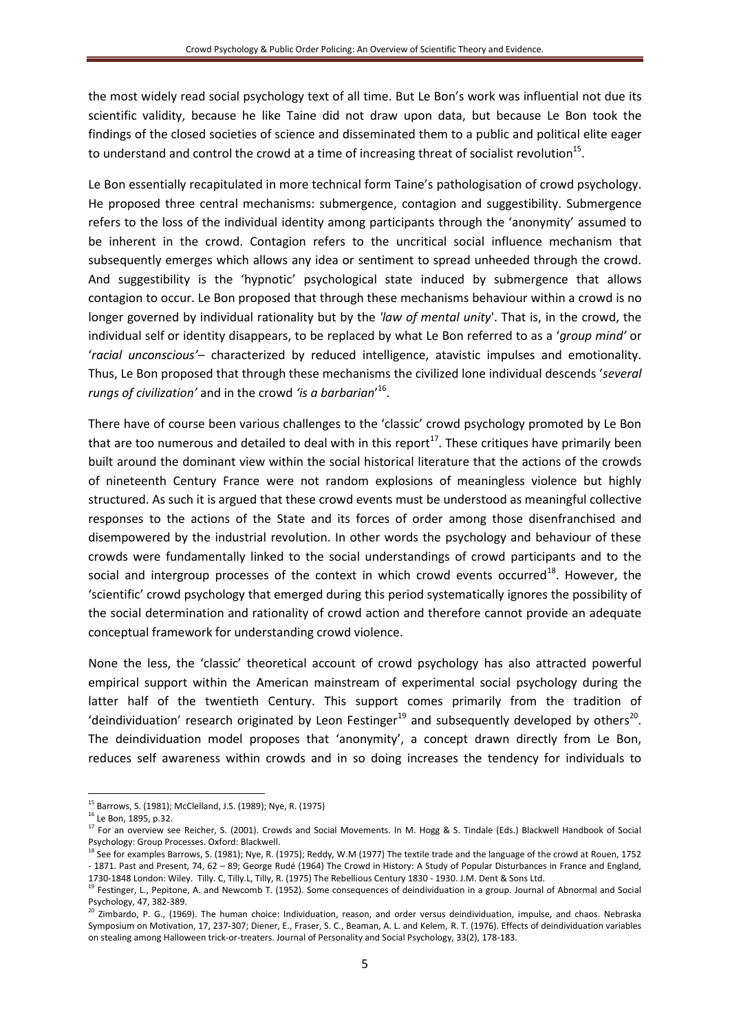the most widely read social psychology text of all time. But Le Bon's work was influential not due its scientific validity, because he like Taine did not draw upon data, but because Le Bon took the findings of the closed societies of science and disseminated them to a public and political elite eager to understand and control the crowd at a time of increasing threat of socialist revolution[15].

Le Bon essentially recapitulated in more technical form Taine's pathologisation of crowd psychology. He proposed three central mechanisms: submergence, contagion and suggestibility. Submergence refers to the loss of the individual identity among participants through the 'anonymity' assumed to be inherent in the crowd. Contagion refers to the uncritical social influence mechanism that subsequently emerges which allows any idea or sentiment to spread unheeded through the crowd. And suggestibility is the 'hypnotic' psychological state induced by submergence that allows contagion to occur. Le Bon proposed that through these mechanisms behaviour within a crowd is no longer governed by individual rationality but by the *'law of mental unity'*. That is, in the crowd, the individual self or identity disappears, to be replaced by what Le Bon referred to as a '*group mind'* or '*racial unconscious'*– characterized by reduced intelligence, atavistic impulses and emotionality. Thus, Le Bon proposed that through these mechanisms the civilized lone individual descends '*several rungs of civilization'* and in the crowd *'is a barbarian'*[16].

There have of course been various challenges to the 'classic' crowd psychology promoted by Le Bon that are too numerous and detailed to deal with in this report[17]. These critiques have primarily been built around the dominant view within the social historical literature that the actions of the crowds of nineteenth Century France were not random explosions of meaningless violence but highly structured. As such it is argued that these crowd events must be understood as meaningful collective responses to the actions of the State and its forces of order among those disenfranchised and disempowered by the industrial revolution. In other words the psychology and behaviour of these crowds were fundamentally linked to the social understandings of crowd participants and to the social and intergroup processes of the context in which crowd events occurred[18]. However, the 'scientific' crowd psychology that emerged during this period systematically ignores the possibility of the social determination and rationality of crowd action and therefore cannot provide an adequate conceptual framework for understanding crowd violence.

None the less, the 'classic' theoretical account of crowd psychology has also attracted powerful empirical support within the American mainstream of experimental social psychology during the latter half of the twentieth Century. This support comes primarily from the tradition of 'deindividuation' research originated by Leon Festinger[19] and subsequently developed by others[20]. The deindividuation model proposes that 'anonymity', a concept drawn directly from Le Bon, reduces self awareness within crowds and in so doing increases the tendency for individuals to

---

[15] Barrows, S. (1981); McClelland, J.S. (1989); Nye, R. (1975)

[16] Le Bon, 1895, p.32.

[17] For an overview see Reicher, S. (2001). Crowds and Social Movements. In M. Hogg & S. Tindale (Eds.) Blackwell Handbook of Social Psychology: Group Processes. Oxford: Blackwell.

[18] See for examples Barrows, S. (1981); Nye, R. (1975); Reddy, W.M (1977) The textile trade and the language of the crowd at Rouen, 1752 - 1871. Past and Present, 74, 62 – 89; George Rudé (1964) The Crowd in History: A Study of Popular Disturbances in France and England, 1730-1848 London: Wiley. Tilly. C, Tilly.L, Tilly, R. (1975) The Rebellious Century 1830 - 1930. J.M. Dent & Sons Ltd.

[19] Festinger, L., Pepitone, A. and Newcomb T. (1952). Some consequences of deindividuation in a group. Journal of Abnormal and Social Psychology, 47, 382-389.

[20] Zimbardo, P. G., (1969). The human choice: Individuation, reason, and order versus deindividuation, impulse, and chaos. Nebraska Symposium on Motivation, 17, 237-307; Diener, E., Fraser, S. C., Beaman, A. L. and Kelem, R. T. (1976). Effects of deindividuation variables on stealing among Halloween trick-or-treaters. Journal of Personality and Social Psychology, 33(2), 178-183.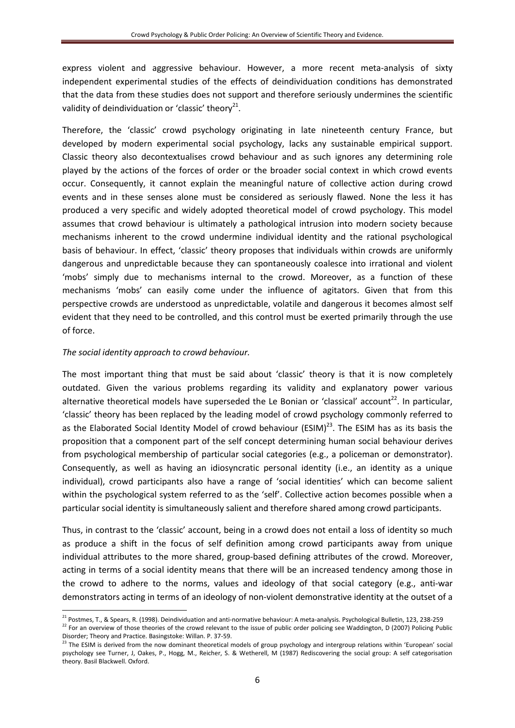express violent and aggressive behaviour. However, a more recent meta-analysis of sixty independent experimental studies of the effects of deindividuation conditions has demonstrated that the data from these studies does not support and therefore seriously undermines the scientific validity of deindividuation or 'classic' theory[21].

Therefore, the 'classic' crowd psychology originating in late nineteenth century France, but developed by modern experimental social psychology, lacks any sustainable empirical support. Classic theory also decontextualises crowd behaviour and as such ignores any determining role played by the actions of the forces of order or the broader social context in which crowd events occur. Consequently, it cannot explain the meaningful nature of collective action during crowd events and in these senses alone must be considered as seriously flawed. None the less it has produced a very specific and widely adopted theoretical model of crowd psychology. This model assumes that crowd behaviour is ultimately a pathological intrusion into modern society because mechanisms inherent to the crowd undermine individual identity and the rational psychological basis of behaviour. In effect, 'classic' theory proposes that individuals within crowds are uniformly dangerous and unpredictable because they can spontaneously coalesce into irrational and violent 'mobs' simply due to mechanisms internal to the crowd. Moreover, as a function of these mechanisms 'mobs' can easily come under the influence of agitators. Given that from this perspective crowds are understood as unpredictable, volatile and dangerous it becomes almost self evident that they need to be controlled, and this control must be exerted primarily through the use of force.

*The social identity approach to crowd behaviour.*

The most important thing that must be said about 'classic' theory is that it is now completely outdated. Given the various problems regarding its validity and explanatory power various alternative theoretical models have superseded the Le Bonian or 'classical' account[22]. In particular, 'classic' theory has been replaced by the leading model of crowd psychology commonly referred to as the Elaborated Social Identity Model of crowd behaviour (ESIM)[23]. The ESIM has as its basis the proposition that a component part of the self concept determining human social behaviour derives from psychological membership of particular social categories (e.g., a policeman or demonstrator). Consequently, as well as having an idiosyncratic personal identity (i.e., an identity as a unique individual), crowd participants also have a range of 'social identities' which can become salient within the psychological system referred to as the 'self'. Collective action becomes possible when a particular social identity is simultaneously salient and therefore shared among crowd participants.

Thus, in contrast to the 'classic' account, being in a crowd does not entail a loss of identity so much as produce a shift in the focus of self definition among crowd participants away from unique individual attributes to the more shared, group-based defining attributes of the crowd. Moreover, acting in terms of a social identity means that there will be an increased tendency among those in the crowd to adhere to the norms, values and ideology of that social category (e.g., anti-war demonstrators acting in terms of an ideology of non-violent demonstrative identity at the outset of a

---

[21] Postmes, T., & Spears, R. (1998). Deindividuation and anti-normative behaviour: A meta-analysis. Psychological Bulletin, 123, 238-259

[22] For an overview of those theories of the crowd relevant to the issue of public order policing see Waddington, D (2007) Policing Public Disorder; Theory and Practice. Basingstoke: Willan. P. 37-59.

[23] The ESIM is derived from the now dominant theoretical models of group psychology and intergroup relations within 'European' social psychology see Turner, J, Oakes, P., Hogg, M., Reicher, S. & Wetherell, M (1987) Rediscovering the social group: A self categorisation theory. Basil Blackwell. Oxford.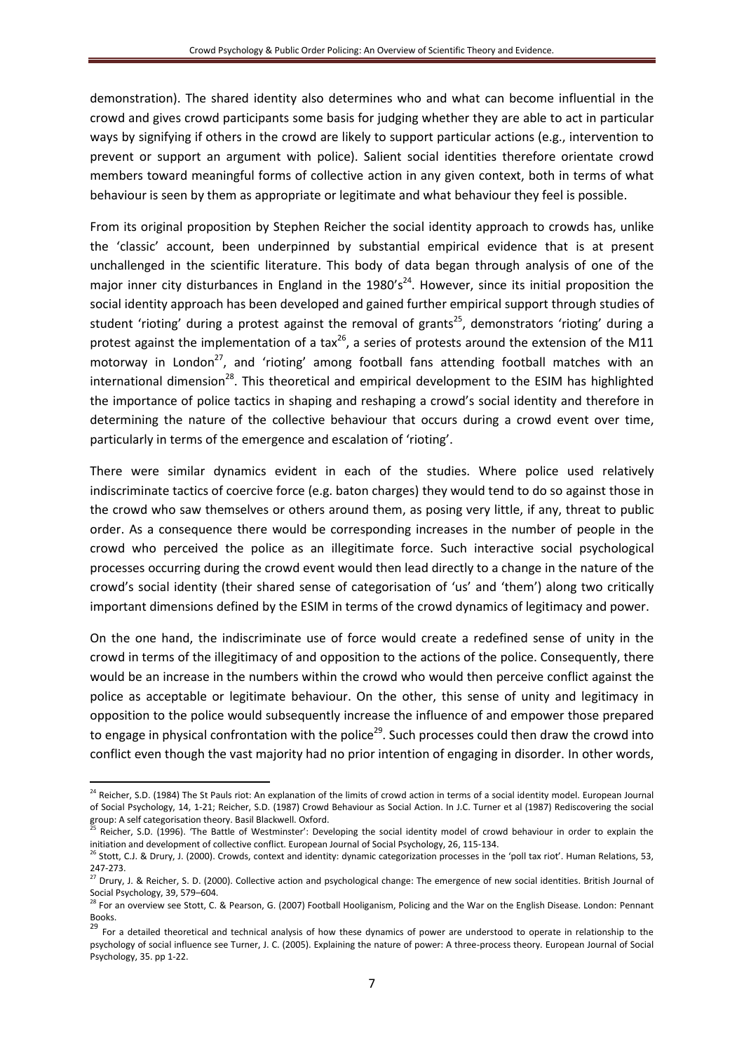demonstration). The shared identity also determines who and what can become influential in the crowd and gives crowd participants some basis for judging whether they are able to act in particular ways by signifying if others in the crowd are likely to support particular actions (e.g., intervention to prevent or support an argument with police). Salient social identities therefore orientate crowd members toward meaningful forms of collective action in any given context, both in terms of what behaviour is seen by them as appropriate or legitimate and what behaviour they feel is possible.

From its original proposition by Stephen Reicher the social identity approach to crowds has, unlike the 'classic' account, been underpinned by substantial empirical evidence that is at present unchallenged in the scientific literature. This body of data began through analysis of one of the major inner city disturbances in England in the 1980's[24]. However, since its initial proposition the social identity approach has been developed and gained further empirical support through studies of student 'rioting' during a protest against the removal of grants[25], demonstrators 'rioting' during a protest against the implementation of a tax[26], a series of protests around the extension of the M11 motorway in London[27], and 'rioting' among football fans attending football matches with an international dimension[28]. This theoretical and empirical development to the ESIM has highlighted the importance of police tactics in shaping and reshaping a crowd's social identity and therefore in determining the nature of the collective behaviour that occurs during a crowd event over time, particularly in terms of the emergence and escalation of 'rioting'.

There were similar dynamics evident in each of the studies. Where police used relatively indiscriminate tactics of coercive force (e.g. baton charges) they would tend to do so against those in the crowd who saw themselves or others around them, as posing very little, if any, threat to public order. As a consequence there would be corresponding increases in the number of people in the crowd who perceived the police as an illegitimate force. Such interactive social psychological processes occurring during the crowd event would then lead directly to a change in the nature of the crowd's social identity (their shared sense of categorisation of 'us' and 'them') along two critically important dimensions defined by the ESIM in terms of the crowd dynamics of legitimacy and power.

On the one hand, the indiscriminate use of force would create a redefined sense of unity in the crowd in terms of the illegitimacy of and opposition to the actions of the police. Consequently, there would be an increase in the numbers within the crowd who would then perceive conflict against the police as acceptable or legitimate behaviour. On the other, this sense of unity and legitimacy in opposition to the police would subsequently increase the influence of and empower those prepared to engage in physical confrontation with the police[29]. Such processes could then draw the crowd into conflict even though the vast majority had no prior intention of engaging in disorder. In other words,

---

[24] Reicher, S.D. (1984) The St Pauls riot: An explanation of the limits of crowd action in terms of a social identity model. European Journal of Social Psychology, 14, 1-21; Reicher, S.D. (1987) Crowd Behaviour as Social Action. In J.C. Turner et al (1987) Rediscovering the social group: A self categorisation theory. Basil Blackwell. Oxford.

[25] Reicher, S.D. (1996). 'The Battle of Westminster': Developing the social identity model of crowd behaviour in order to explain the initiation and development of collective conflict. European Journal of Social Psychology, 26, 115-134.

[26] Stott, C.J. & Drury, J. (2000). Crowds, context and identity: dynamic categorization processes in the 'poll tax riot'. Human Relations, 53, 247-273.

[27] Drury, J. & Reicher, S. D. (2000). Collective action and psychological change: The emergence of new social identities. British Journal of Social Psychology, 39, 579–604.

[28] For an overview see Stott, C. & Pearson, G. (2007) Football Hooliganism, Policing and the War on the English Disease. London: Pennant Books.

[29] For a detailed theoretical and technical analysis of how these dynamics of power are understood to operate in relationship to the psychology of social influence see Turner, J. C. (2005). Explaining the nature of power: A three-process theory. European Journal of Social Psychology, 35. pp 1-22.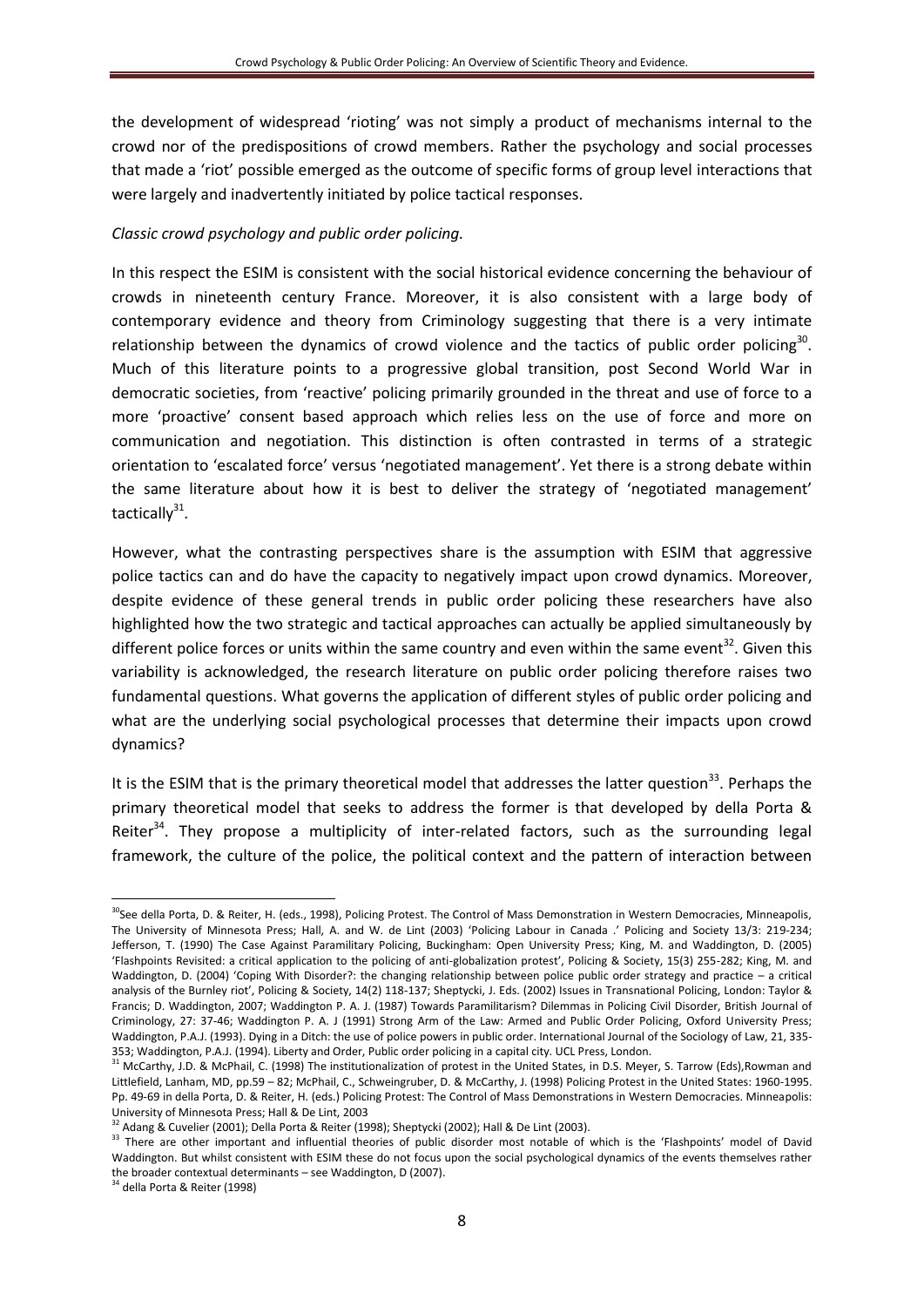the development of widespread 'rioting' was not simply a product of mechanisms internal to the crowd nor of the predispositions of crowd members. Rather the psychology and social processes that made a 'riot' possible emerged as the outcome of specific forms of group level interactions that were largely and inadvertently initiated by police tactical responses.

*Classic crowd psychology and public order policing.*

In this respect the ESIM is consistent with the social historical evidence concerning the behaviour of crowds in nineteenth century France. Moreover, it is also consistent with a large body of contemporary evidence and theory from Criminology suggesting that there is a very intimate relationship between the dynamics of crowd violence and the tactics of public order policing[30]. Much of this literature points to a progressive global transition, post Second World War in democratic societies, from 'reactive' policing primarily grounded in the threat and use of force to a more 'proactive' consent based approach which relies less on the use of force and more on communication and negotiation. This distinction is often contrasted in terms of a strategic orientation to 'escalated force' versus 'negotiated management'. Yet there is a strong debate within the same literature about how it is best to deliver the strategy of 'negotiated management' tactically[31].

However, what the contrasting perspectives share is the assumption with ESIM that aggressive police tactics can and do have the capacity to negatively impact upon crowd dynamics. Moreover, despite evidence of these general trends in public order policing these researchers have also highlighted how the two strategic and tactical approaches can actually be applied simultaneously by different police forces or units within the same country and even within the same event[32]. Given this variability is acknowledged, the research literature on public order policing therefore raises two fundamental questions. What governs the application of different styles of public order policing and what are the underlying social psychological processes that determine their impacts upon crowd dynamics?

It is the ESIM that is the primary theoretical model that addresses the latter question[33]. Perhaps the primary theoretical model that seeks to address the former is that developed by della Porta & Reiter[34]. They propose a multiplicity of inter-related factors, such as the surrounding legal framework, the culture of the police, the political context and the pattern of interaction between

---

[30] See della Porta, D. & Reiter, H. (eds., 1998), Policing Protest. The Control of Mass Demonstration in Western Democracies, Minneapolis, The University of Minnesota Press; Hall, A. and W. de Lint (2003) 'Policing Labour in Canada .' Policing and Society 13/3: 219-234; Jefferson, T. (1990) The Case Against Paramilitary Policing, Buckingham: Open University Press; King, M. and Waddington, D. (2005) 'Flashpoints Revisited: a critical application to the policing of anti-globalization protest', Policing & Society, 15(3) 255-282; King, M. and Waddington, D. (2004) 'Coping With Disorder?: the changing relationship between police public order strategy and practice – a critical analysis of the Burnley riot', Policing & Society, 14(2) 118-137; Sheptycki, J. Eds. (2002) Issues in Transnational Policing, London: Taylor & Francis; D. Waddington, 2007; Waddington P. A. J. (1987) Towards Paramilitarism? Dilemmas in Policing Civil Disorder, British Journal of Criminology, 27: 37-46; Waddington P. A. J (1991) Strong Arm of the Law: Armed and Public Order Policing, Oxford University Press; Waddington, P.A.J. (1993). Dying in a Ditch: the use of police powers in public order. International Journal of the Sociology of Law, 21, 335-353; Waddington, P.A.J. (1994). Liberty and Order, Public order policing in a capital city. UCL Press, London.

[31] McCarthy, J.D. & McPhail, C. (1998) The institutionalization of protest in the United States, in D.S. Meyer, S. Tarrow (Eds),Rowman and Littlefield, Lanham, MD, pp.59 – 82; McPhail, C., Schweingruber, D. & McCarthy, J. (1998) Policing Protest in the United States: 1960-1995. Pp. 49-69 in della Porta, D. & Reiter, H. (eds.) Policing Protest: The Control of Mass Demonstrations in Western Democracies. Minneapolis: University of Minnesota Press; Hall & De Lint, 2003

[32] Adang & Cuvelier (2001); Della Porta & Reiter (1998); Sheptycki (2002); Hall & De Lint (2003).

[33] There are other important and influential theories of public disorder most notable of which is the 'Flashpoints' model of David Waddington. But whilst consistent with ESIM these do not focus upon the social psychological dynamics of the events themselves rather the broader contextual determinants – see Waddington, D (2007).

[34] della Porta & Reiter (1998)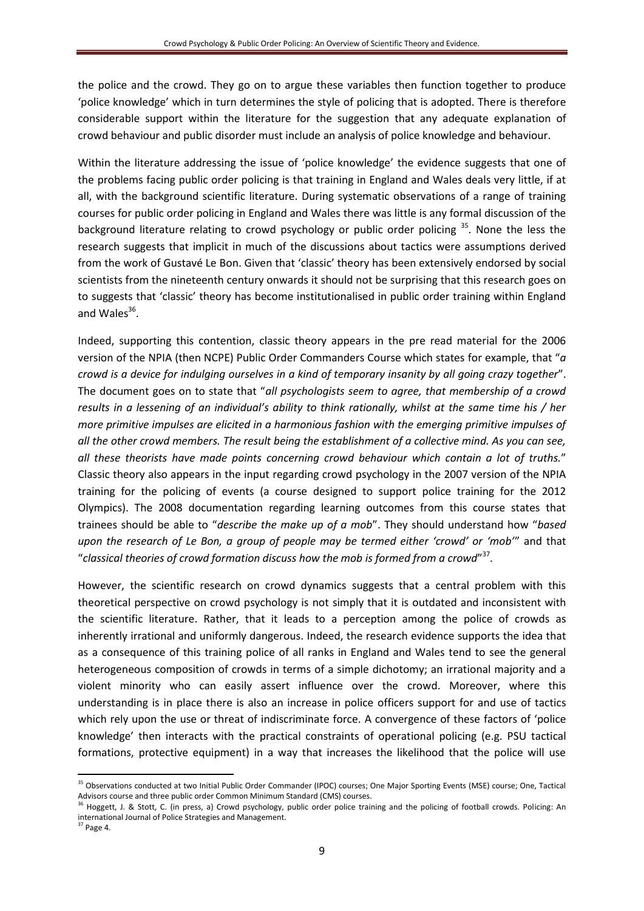the police and the crowd. They go on to argue these variables then function together to produce 'police knowledge' which in turn determines the style of policing that is adopted. There is therefore considerable support within the literature for the suggestion that any adequate explanation of crowd behaviour and public disorder must include an analysis of police knowledge and behaviour.

Within the literature addressing the issue of 'police knowledge' the evidence suggests that one of the problems facing public order policing is that training in England and Wales deals very little, if at all, with the background scientific literature. During systematic observations of a range of training courses for public order policing in England and Wales there was little is any formal discussion of the background literature relating to crowd psychology or public order policing [35]. None the less the research suggests that implicit in much of the discussions about tactics were assumptions derived from the work of Gustavé Le Bon. Given that 'classic' theory has been extensively endorsed by social scientists from the nineteenth century onwards it should not be surprising that this research goes on to suggests that 'classic' theory has become institutionalised in public order training within England and Wales[36].

Indeed, supporting this contention, classic theory appears in the pre read material for the 2006 version of the NPIA (then NCPE) Public Order Commanders Course which states for example, that "*a crowd is a device for indulging ourselves in a kind of temporary insanity by all going crazy together*". The document goes on to state that "*all psychologists seem to agree, that membership of a crowd results in a lessening of an individual's ability to think rationally, whilst at the same time his / her more primitive impulses are elicited in a harmonious fashion with the emerging primitive impulses of all the other crowd members. The result being the establishment of a collective mind. As you can see, all these theorists have made points concerning crowd behaviour which contain a lot of truths.*" Classic theory also appears in the input regarding crowd psychology in the 2007 version of the NPIA training for the policing of events (a course designed to support police training for the 2012 Olympics). The 2008 documentation regarding learning outcomes from this course states that trainees should be able to "*describe the make up of a mob*". They should understand how "*based upon the research of Le Bon, a group of people may be termed either 'crowd' or 'mob'*" and that "*classical theories of crowd formation discuss how the mob is formed from a crowd*"[37].

However, the scientific research on crowd dynamics suggests that a central problem with this theoretical perspective on crowd psychology is not simply that it is outdated and inconsistent with the scientific literature. Rather, that it leads to a perception among the police of crowds as inherently irrational and uniformly dangerous. Indeed, the research evidence supports the idea that as a consequence of this training police of all ranks in England and Wales tend to see the general heterogeneous composition of crowds in terms of a simple dichotomy; an irrational majority and a violent minority who can easily assert influence over the crowd. Moreover, where this understanding is in place there is also an increase in police officers support for and use of tactics which rely upon the use or threat of indiscriminate force. A convergence of these factors of 'police knowledge' then interacts with the practical constraints of operational policing (e.g. PSU tactical formations, protective equipment) in a way that increases the likelihood that the police will use

---

[35] Observations conducted at two Initial Public Order Commander (IPOC) courses; One Major Sporting Events (MSE) course; One, Tactical Advisors course and three public order Common Minimum Standard (CMS) courses.

[36] Hoggett, J. & Stott, C. (in press, a) Crowd psychology, public order police training and the policing of football crowds. Policing: An international Journal of Police Strategies and Management.

[37] Page 4.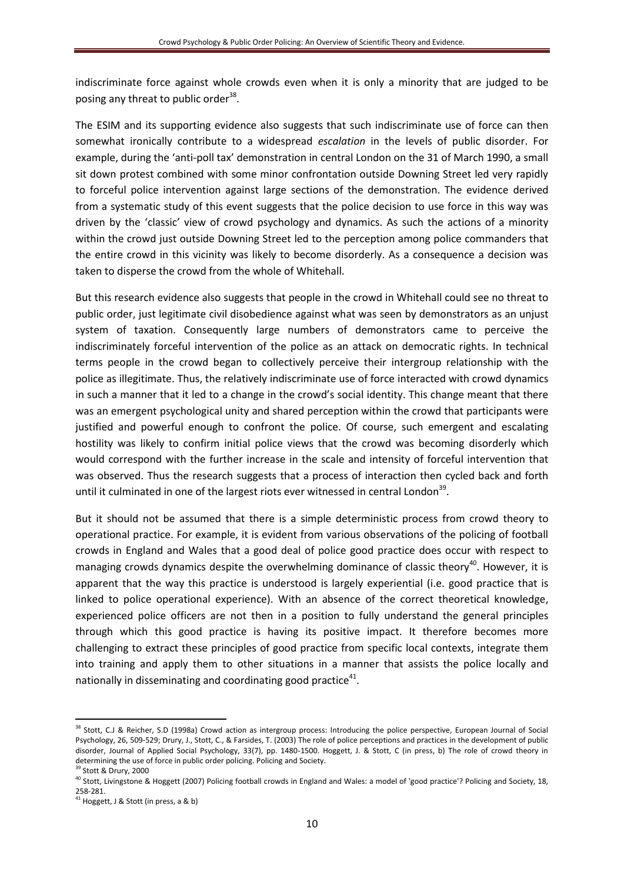indiscriminate force against whole crowds even when it is only a minority that are judged to be posing any threat to public order[38].

The ESIM and its supporting evidence also suggests that such indiscriminate use of force can then somewhat ironically contribute to a widespread *escalation* in the levels of public disorder. For example, during the 'anti-poll tax' demonstration in central London on the 31 of March 1990, a small sit down protest combined with some minor confrontation outside Downing Street led very rapidly to forceful police intervention against large sections of the demonstration. The evidence derived from a systematic study of this event suggests that the police decision to use force in this way was driven by the 'classic' view of crowd psychology and dynamics. As such the actions of a minority within the crowd just outside Downing Street led to the perception among police commanders that the entire crowd in this vicinity was likely to become disorderly. As a consequence a decision was taken to disperse the crowd from the whole of Whitehall.

But this research evidence also suggests that people in the crowd in Whitehall could see no threat to public order, just legitimate civil disobedience against what was seen by demonstrators as an unjust system of taxation. Consequently large numbers of demonstrators came to perceive the indiscriminately forceful intervention of the police as an attack on democratic rights. In technical terms people in the crowd began to collectively perceive their intergroup relationship with the police as illegitimate. Thus, the relatively indiscriminate use of force interacted with crowd dynamics in such a manner that it led to a change in the crowd's social identity. This change meant that there was an emergent psychological unity and shared perception within the crowd that participants were justified and powerful enough to confront the police. Of course, such emergent and escalating hostility was likely to confirm initial police views that the crowd was becoming disorderly which would correspond with the further increase in the scale and intensity of forceful intervention that was observed. Thus the research suggests that a process of interaction then cycled back and forth until it culminated in one of the largest riots ever witnessed in central London[39].

But it should not be assumed that there is a simple deterministic process from crowd theory to operational practice. For example, it is evident from various observations of the policing of football crowds in England and Wales that a good deal of police good practice does occur with respect to managing crowds dynamics despite the overwhelming dominance of classic theory[40]. However, it is apparent that the way this practice is understood is largely experiential (i.e. good practice that is linked to police operational experience). With an absence of the correct theoretical knowledge, experienced police officers are not then in a position to fully understand the general principles through which this good practice is having its positive impact. It therefore becomes more challenging to extract these principles of good practice from specific local contexts, integrate them into training and apply them to other situations in a manner that assists the police locally and nationally in disseminating and coordinating good practice[41].

---

[38] Stott, C.J & Reicher, S.D (1998a) Crowd action as intergroup process: Introducing the police perspective, European Journal of Social Psychology, 26, 509-529; Drury, J., Stott, C., & Farsides, T. (2003) The role of police perceptions and practices in the development of public disorder, Journal of Applied Social Psychology, 33(7), pp. 1480-1500. Hoggett, J. & Stott, C (in press, b) The role of crowd theory in determining the use of force in public order policing. Policing and Society.

[39] Stott & Drury, 2000

[40] Stott, Livingstone & Hoggett (2007) Policing football crowds in England and Wales: a model of 'good practice'? Policing and Society, 18, 258-281.

[41] Hoggett, J & Stott (in press, a & b)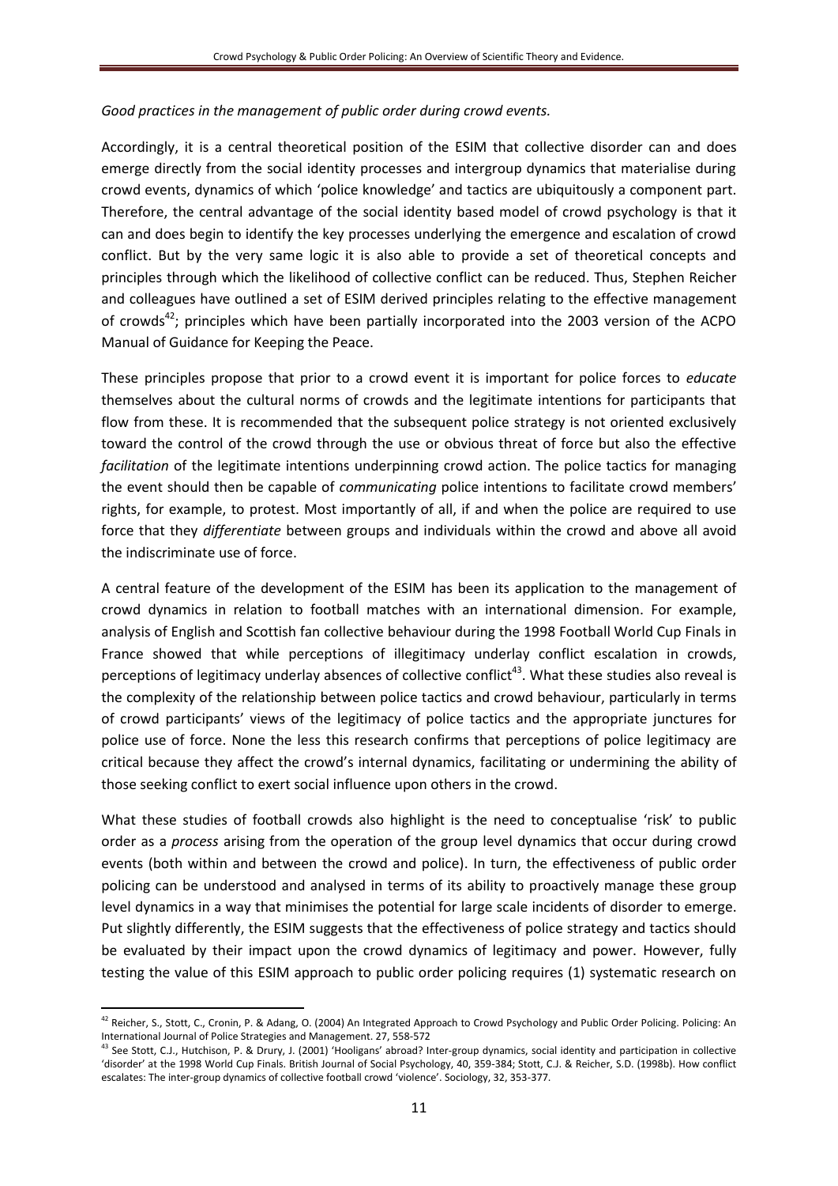*Good practices in the management of public order during crowd events.*

Accordingly, it is a central theoretical position of the ESIM that collective disorder can and does emerge directly from the social identity processes and intergroup dynamics that materialise during crowd events, dynamics of which 'police knowledge' and tactics are ubiquitously a component part. Therefore, the central advantage of the social identity based model of crowd psychology is that it can and does begin to identify the key processes underlying the emergence and escalation of crowd conflict. But by the very same logic it is also able to provide a set of theoretical concepts and principles through which the likelihood of collective conflict can be reduced. Thus, Stephen Reicher and colleagues have outlined a set of ESIM derived principles relating to the effective management of crowds[42]; principles which have been partially incorporated into the 2003 version of the ACPO Manual of Guidance for Keeping the Peace.

These principles propose that prior to a crowd event it is important for police forces to *educate* themselves about the cultural norms of crowds and the legitimate intentions for participants that flow from these. It is recommended that the subsequent police strategy is not oriented exclusively toward the control of the crowd through the use or obvious threat of force but also the effective *facilitation* of the legitimate intentions underpinning crowd action. The police tactics for managing the event should then be capable of *communicating* police intentions to facilitate crowd members' rights, for example, to protest. Most importantly of all, if and when the police are required to use force that they *differentiate* between groups and individuals within the crowd and above all avoid the indiscriminate use of force.

A central feature of the development of the ESIM has been its application to the management of crowd dynamics in relation to football matches with an international dimension. For example, analysis of English and Scottish fan collective behaviour during the 1998 Football World Cup Finals in France showed that while perceptions of illegitimacy underlay conflict escalation in crowds, perceptions of legitimacy underlay absences of collective conflict[43]. What these studies also reveal is the complexity of the relationship between police tactics and crowd behaviour, particularly in terms of crowd participants' views of the legitimacy of police tactics and the appropriate junctures for police use of force. None the less this research confirms that perceptions of police legitimacy are critical because they affect the crowd's internal dynamics, facilitating or undermining the ability of those seeking conflict to exert social influence upon others in the crowd.

What these studies of football crowds also highlight is the need to conceptualise 'risk' to public order as a *process* arising from the operation of the group level dynamics that occur during crowd events (both within and between the crowd and police). In turn, the effectiveness of public order policing can be understood and analysed in terms of its ability to proactively manage these group level dynamics in a way that minimises the potential for large scale incidents of disorder to emerge. Put slightly differently, the ESIM suggests that the effectiveness of police strategy and tactics should be evaluated by their impact upon the crowd dynamics of legitimacy and power. However, fully testing the value of this ESIM approach to public order policing requires (1) systematic research on

---

[42] Reicher, S., Stott, C., Cronin, P. & Adang, O. (2004) An Integrated Approach to Crowd Psychology and Public Order Policing. Policing: An International Journal of Police Strategies and Management. 27, 558-572

[43] See Stott, C.J., Hutchison, P. & Drury, J. (2001) 'Hooligans' abroad? Inter-group dynamics, social identity and participation in collective 'disorder' at the 1998 World Cup Finals. British Journal of Social Psychology, 40, 359-384; Stott, C.J. & Reicher, S.D. (1998b). How conflict escalates: The inter-group dynamics of collective football crowd 'violence'. Sociology, 32, 353-377.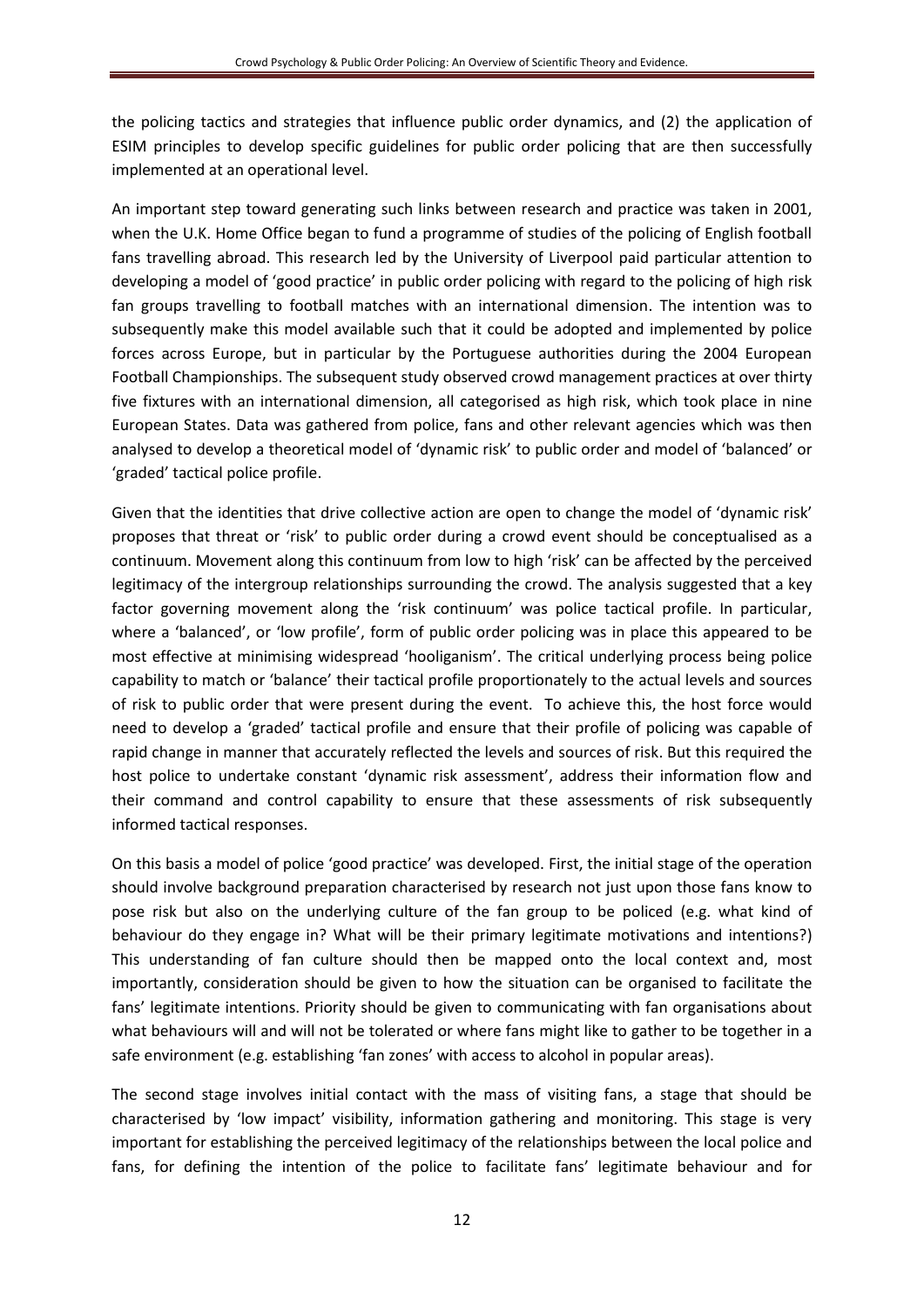the policing tactics and strategies that influence public order dynamics, and (2) the application of ESIM principles to develop specific guidelines for public order policing that are then successfully implemented at an operational level.

An important step toward generating such links between research and practice was taken in 2001, when the U.K. Home Office began to fund a programme of studies of the policing of English football fans travelling abroad. This research led by the University of Liverpool paid particular attention to developing a model of 'good practice' in public order policing with regard to the policing of high risk fan groups travelling to football matches with an international dimension. The intention was to subsequently make this model available such that it could be adopted and implemented by police forces across Europe, but in particular by the Portuguese authorities during the 2004 European Football Championships. The subsequent study observed crowd management practices at over thirty five fixtures with an international dimension, all categorised as high risk, which took place in nine European States. Data was gathered from police, fans and other relevant agencies which was then analysed to develop a theoretical model of 'dynamic risk' to public order and model of 'balanced' or 'graded' tactical police profile.

Given that the identities that drive collective action are open to change the model of 'dynamic risk' proposes that threat or 'risk' to public order during a crowd event should be conceptualised as a continuum. Movement along this continuum from low to high 'risk' can be affected by the perceived legitimacy of the intergroup relationships surrounding the crowd. The analysis suggested that a key factor governing movement along the 'risk continuum' was police tactical profile. In particular, where a 'balanced', or 'low profile', form of public order policing was in place this appeared to be most effective at minimising widespread 'hooliganism'. The critical underlying process being police capability to match or 'balance' their tactical profile proportionately to the actual levels and sources of risk to public order that were present during the event. To achieve this, the host force would need to develop a 'graded' tactical profile and ensure that their profile of policing was capable of rapid change in manner that accurately reflected the levels and sources of risk. But this required the host police to undertake constant 'dynamic risk assessment', address their information flow and their command and control capability to ensure that these assessments of risk subsequently informed tactical responses.

On this basis a model of police 'good practice' was developed. First, the initial stage of the operation should involve background preparation characterised by research not just upon those fans know to pose risk but also on the underlying culture of the fan group to be policed (e.g. what kind of behaviour do they engage in? What will be their primary legitimate motivations and intentions?) This understanding of fan culture should then be mapped onto the local context and, most importantly, consideration should be given to how the situation can be organised to facilitate the fans' legitimate intentions. Priority should be given to communicating with fan organisations about what behaviours will and will not be tolerated or where fans might like to gather to be together in a safe environment (e.g. establishing 'fan zones' with access to alcohol in popular areas).

The second stage involves initial contact with the mass of visiting fans, a stage that should be characterised by 'low impact' visibility, information gathering and monitoring. This stage is very important for establishing the perceived legitimacy of the relationships between the local police and fans, for defining the intention of the police to facilitate fans' legitimate behaviour and for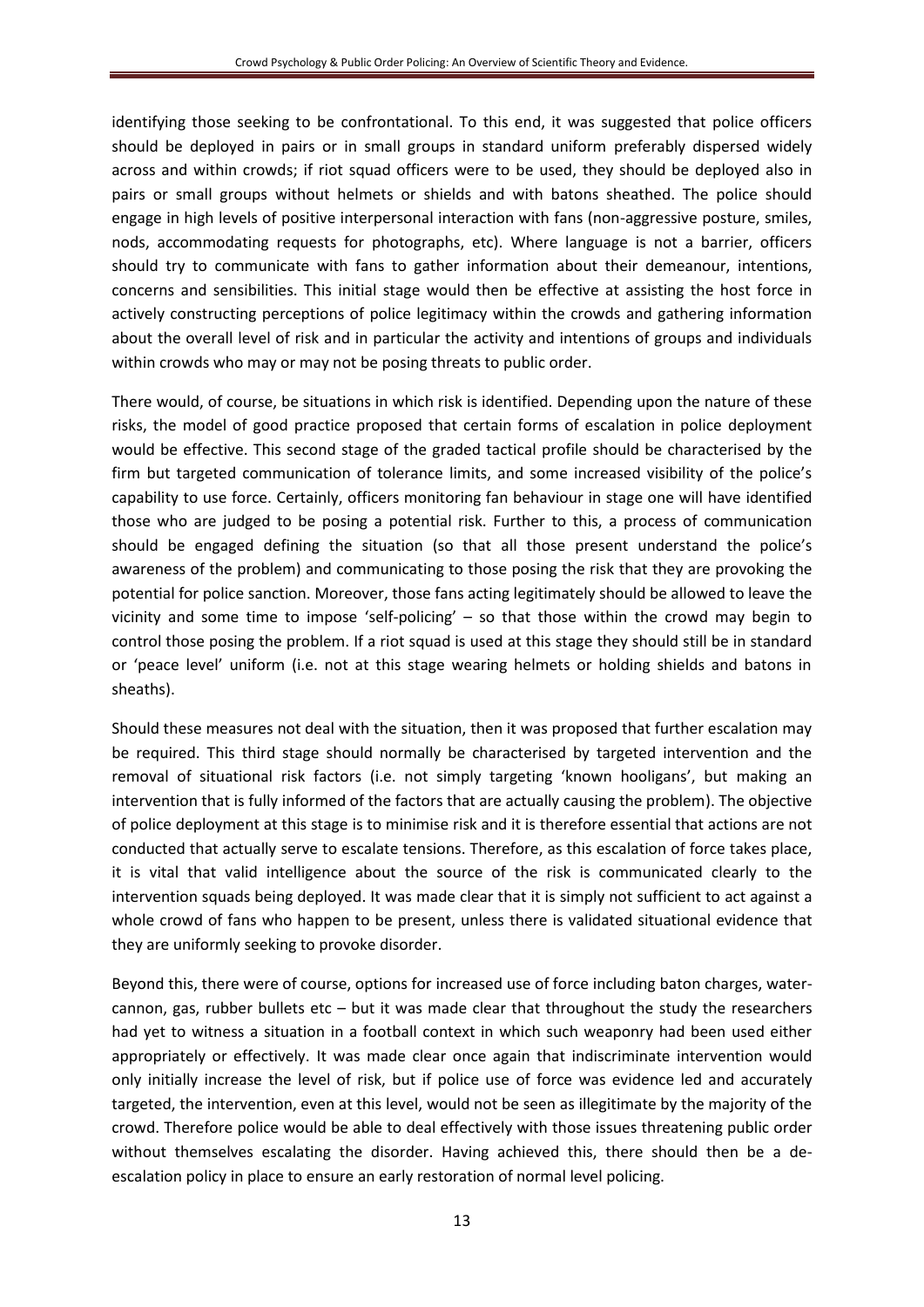identifying those seeking to be confrontational. To this end, it was suggested that police officers should be deployed in pairs or in small groups in standard uniform preferably dispersed widely across and within crowds; if riot squad officers were to be used, they should be deployed also in pairs or small groups without helmets or shields and with batons sheathed. The police should engage in high levels of positive interpersonal interaction with fans (non-aggressive posture, smiles, nods, accommodating requests for photographs, etc). Where language is not a barrier, officers should try to communicate with fans to gather information about their demeanour, intentions, concerns and sensibilities. This initial stage would then be effective at assisting the host force in actively constructing perceptions of police legitimacy within the crowds and gathering information about the overall level of risk and in particular the activity and intentions of groups and individuals within crowds who may or may not be posing threats to public order.

There would, of course, be situations in which risk is identified. Depending upon the nature of these risks, the model of good practice proposed that certain forms of escalation in police deployment would be effective. This second stage of the graded tactical profile should be characterised by the firm but targeted communication of tolerance limits, and some increased visibility of the police's capability to use force. Certainly, officers monitoring fan behaviour in stage one will have identified those who are judged to be posing a potential risk. Further to this, a process of communication should be engaged defining the situation (so that all those present understand the police's awareness of the problem) and communicating to those posing the risk that they are provoking the potential for police sanction. Moreover, those fans acting legitimately should be allowed to leave the vicinity and some time to impose 'self-policing' – so that those within the crowd may begin to control those posing the problem. If a riot squad is used at this stage they should still be in standard or 'peace level' uniform (i.e. not at this stage wearing helmets or holding shields and batons in sheaths).

Should these measures not deal with the situation, then it was proposed that further escalation may be required. This third stage should normally be characterised by targeted intervention and the removal of situational risk factors (i.e. not simply targeting 'known hooligans', but making an intervention that is fully informed of the factors that are actually causing the problem). The objective of police deployment at this stage is to minimise risk and it is therefore essential that actions are not conducted that actually serve to escalate tensions. Therefore, as this escalation of force takes place, it is vital that valid intelligence about the source of the risk is communicated clearly to the intervention squads being deployed. It was made clear that it is simply not sufficient to act against a whole crowd of fans who happen to be present, unless there is validated situational evidence that they are uniformly seeking to provoke disorder.

Beyond this, there were of course, options for increased use of force including baton charges, water-cannon, gas, rubber bullets etc – but it was made clear that throughout the study the researchers had yet to witness a situation in a football context in which such weaponry had been used either appropriately or effectively. It was made clear once again that indiscriminate intervention would only initially increase the level of risk, but if police use of force was evidence led and accurately targeted, the intervention, even at this level, would not be seen as illegitimate by the majority of the crowd. Therefore police would be able to deal effectively with those issues threatening public order without themselves escalating the disorder. Having achieved this, there should then be a de-escalation policy in place to ensure an early restoration of normal level policing.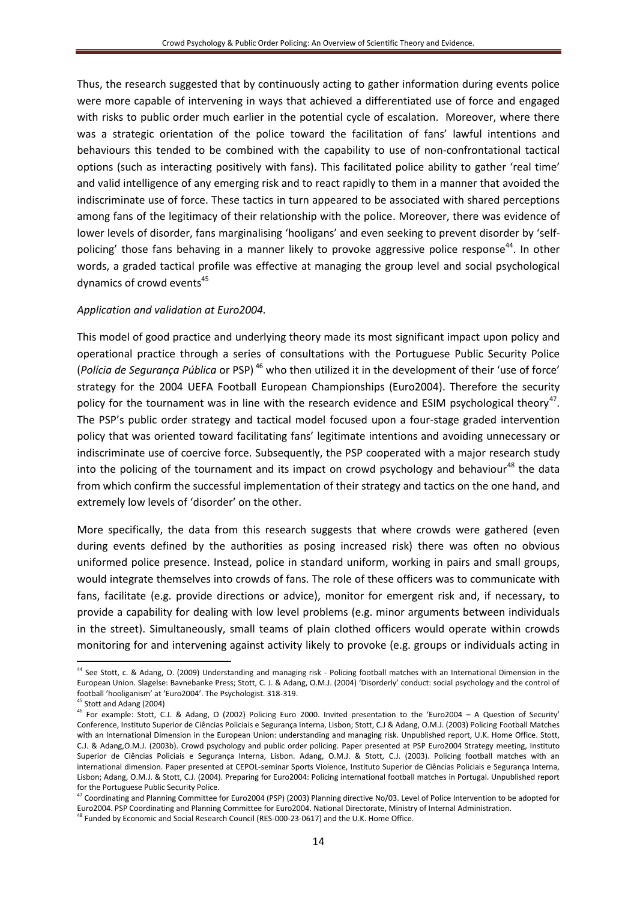Thus, the research suggested that by continuously acting to gather information during events police were more capable of intervening in ways that achieved a differentiated use of force and engaged with risks to public order much earlier in the potential cycle of escalation. Moreover, where there was a strategic orientation of the police toward the facilitation of fans' lawful intentions and behaviours this tended to be combined with the capability to use of non-confrontational tactical options (such as interacting positively with fans). This facilitated police ability to gather 'real time' and valid intelligence of any emerging risk and to react rapidly to them in a manner that avoided the indiscriminate use of force. These tactics in turn appeared to be associated with shared perceptions among fans of the legitimacy of their relationship with the police. Moreover, there was evidence of lower levels of disorder, fans marginalising 'hooligans' and even seeking to prevent disorder by 'self-policing' those fans behaving in a manner likely to provoke aggressive police response[44]. In other words, a graded tactical profile was effective at managing the group level and social psychological dynamics of crowd events[45]

*Application and validation at Euro2004.*

This model of good practice and underlying theory made its most significant impact upon policy and operational practice through a series of consultations with the Portuguese Public Security Police (*Polícia de Segurança Pública* or PSP)[46] who then utilized it in the development of their 'use of force' strategy for the 2004 UEFA Football European Championships (Euro2004). Therefore the security policy for the tournament was in line with the research evidence and ESIM psychological theory[47]. The PSP's public order strategy and tactical model focused upon a four-stage graded intervention policy that was oriented toward facilitating fans' legitimate intentions and avoiding unnecessary or indiscriminate use of coercive force. Subsequently, the PSP cooperated with a major research study into the policing of the tournament and its impact on crowd psychology and behaviour[48] the data from which confirm the successful implementation of their strategy and tactics on the one hand, and extremely low levels of 'disorder' on the other.

More specifically, the data from this research suggests that where crowds were gathered (even during events defined by the authorities as posing increased risk) there was often no obvious uniformed police presence. Instead, police in standard uniform, working in pairs and small groups, would integrate themselves into crowds of fans. The role of these officers was to communicate with fans, facilitate (e.g. provide directions or advice), monitor for emergent risk and, if necessary, to provide a capability for dealing with low level problems (e.g. minor arguments between individuals in the street). Simultaneously, small teams of plain clothed officers would operate within crowds monitoring for and intervening against activity likely to provoke (e.g. groups or individuals acting in

---

[44] See Stott, c. & Adang, O. (2009) Understanding and managing risk - Policing football matches with an International Dimension in the European Union. Slagelse: Bavnebanke Press; Stott, C. J. & Adang, O.M.J. (2004) 'Disorderly' conduct: social psychology and the control of football 'hooliganism' at 'Euro2004'. The Psychologist. 318-319.

[45] Stott and Adang (2004)

[46] For example: Stott, C.J. & Adang, O (2002) Policing Euro 2000. Invited presentation to the 'Euro2004 – A Question of Security' Conference, Instituto Superior de Ciências Policiais e Segurança Interna, Lisbon; Stott, C.J & Adang, O.M.J. (2003) Policing Football Matches with an International Dimension in the European Union: understanding and managing risk. Unpublished report, U.K. Home Office. Stott, C.J. & Adang,O.M.J. (2003b). Crowd psychology and public order policing. Paper presented at PSP Euro2004 Strategy meeting, Instituto Superior de Ciências Policiais e Segurança Interna, Lisbon. Adang, O.M.J. & Stott, C.J. (2003). Policing football matches with an international dimension. Paper presented at CEPOL-seminar Sports Violence, Instituto Superior de Ciências Policiais e Segurança Interna, Lisbon; Adang, O.M.J. & Stott, C.J. (2004). Preparing for Euro2004: Policing international football matches in Portugal. Unpublished report for the Portuguese Public Security Police.

[47] Coordinating and Planning Committee for Euro2004 (PSP) (2003) Planning directive No/03. Level of Police Intervention to be adopted for Euro2004. PSP Coordinating and Planning Committee for Euro2004. National Directorate, Ministry of Internal Administration.

[48] Funded by Economic and Social Research Council (RES-000-23-0617) and the U.K. Home Office.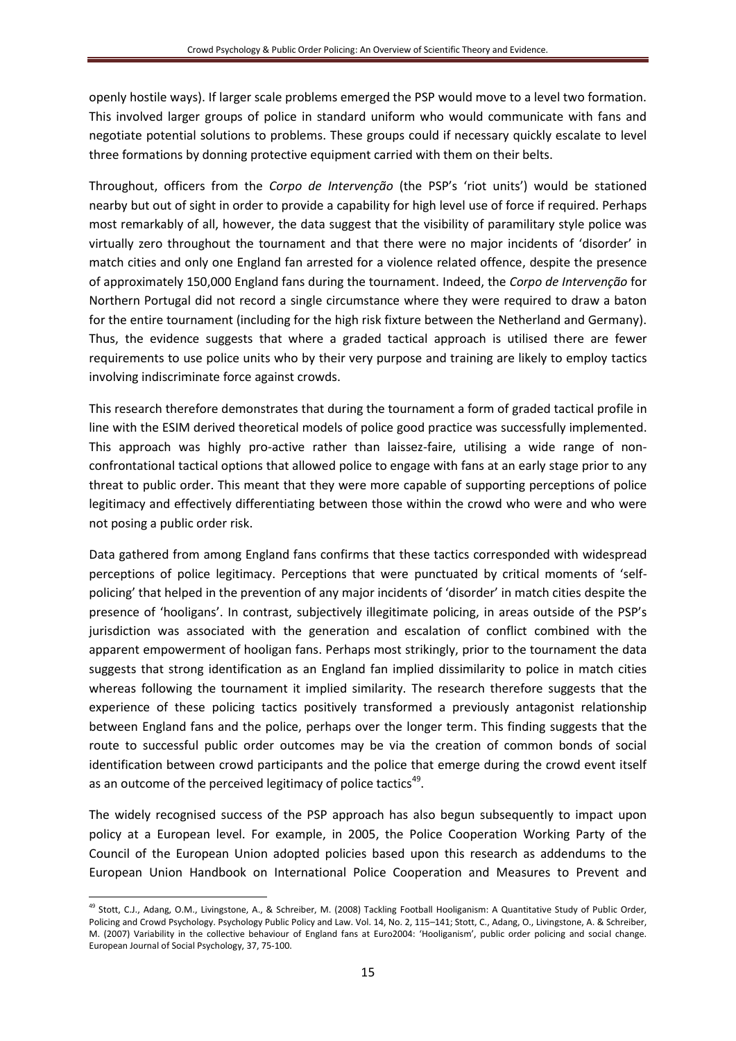openly hostile ways). If larger scale problems emerged the PSP would move to a level two formation. This involved larger groups of police in standard uniform who would communicate with fans and negotiate potential solutions to problems. These groups could if necessary quickly escalate to level three formations by donning protective equipment carried with them on their belts.

Throughout, officers from the *Corpo de Intervenção* (the PSP's 'riot units') would be stationed nearby but out of sight in order to provide a capability for high level use of force if required. Perhaps most remarkably of all, however, the data suggest that the visibility of paramilitary style police was virtually zero throughout the tournament and that there were no major incidents of 'disorder' in match cities and only one England fan arrested for a violence related offence, despite the presence of approximately 150,000 England fans during the tournament. Indeed, the *Corpo de Intervenção* for Northern Portugal did not record a single circumstance where they were required to draw a baton for the entire tournament (including for the high risk fixture between the Netherland and Germany). Thus, the evidence suggests that where a graded tactical approach is utilised there are fewer requirements to use police units who by their very purpose and training are likely to employ tactics involving indiscriminate force against crowds.

This research therefore demonstrates that during the tournament a form of graded tactical profile in line with the ESIM derived theoretical models of police good practice was successfully implemented. This approach was highly pro-active rather than laissez-faire, utilising a wide range of non-confrontational tactical options that allowed police to engage with fans at an early stage prior to any threat to public order. This meant that they were more capable of supporting perceptions of police legitimacy and effectively differentiating between those within the crowd who were and who were not posing a public order risk.

Data gathered from among England fans confirms that these tactics corresponded with widespread perceptions of police legitimacy. Perceptions that were punctuated by critical moments of 'self-policing' that helped in the prevention of any major incidents of 'disorder' in match cities despite the presence of 'hooligans'. In contrast, subjectively illegitimate policing, in areas outside of the PSP's jurisdiction was associated with the generation and escalation of conflict combined with the apparent empowerment of hooligan fans. Perhaps most strikingly, prior to the tournament the data suggests that strong identification as an England fan implied dissimilarity to police in match cities whereas following the tournament it implied similarity. The research therefore suggests that the experience of these policing tactics positively transformed a previously antagonist relationship between England fans and the police, perhaps over the longer term. This finding suggests that the route to successful public order outcomes may be via the creation of common bonds of social identification between crowd participants and the police that emerge during the crowd event itself as an outcome of the perceived legitimacy of police tactics[49].

The widely recognised success of the PSP approach has also begun subsequently to impact upon policy at a European level. For example, in 2005, the Police Cooperation Working Party of the Council of the European Union adopted policies based upon this research as addendums to the European Union Handbook on International Police Cooperation and Measures to Prevent and

---

[49] Stott, C.J., Adang, O.M., Livingstone, A., & Schreiber, M. (2008) Tackling Football Hooliganism: A Quantitative Study of Public Order, Policing and Crowd Psychology. Psychology Public Policy and Law. Vol. 14, No. 2, 115–141; Stott, C., Adang, O., Livingstone, A. & Schreiber, M. (2007) Variability in the collective behaviour of England fans at Euro2004: 'Hooliganism', public order policing and social change. European Journal of Social Psychology, 37, 75-100.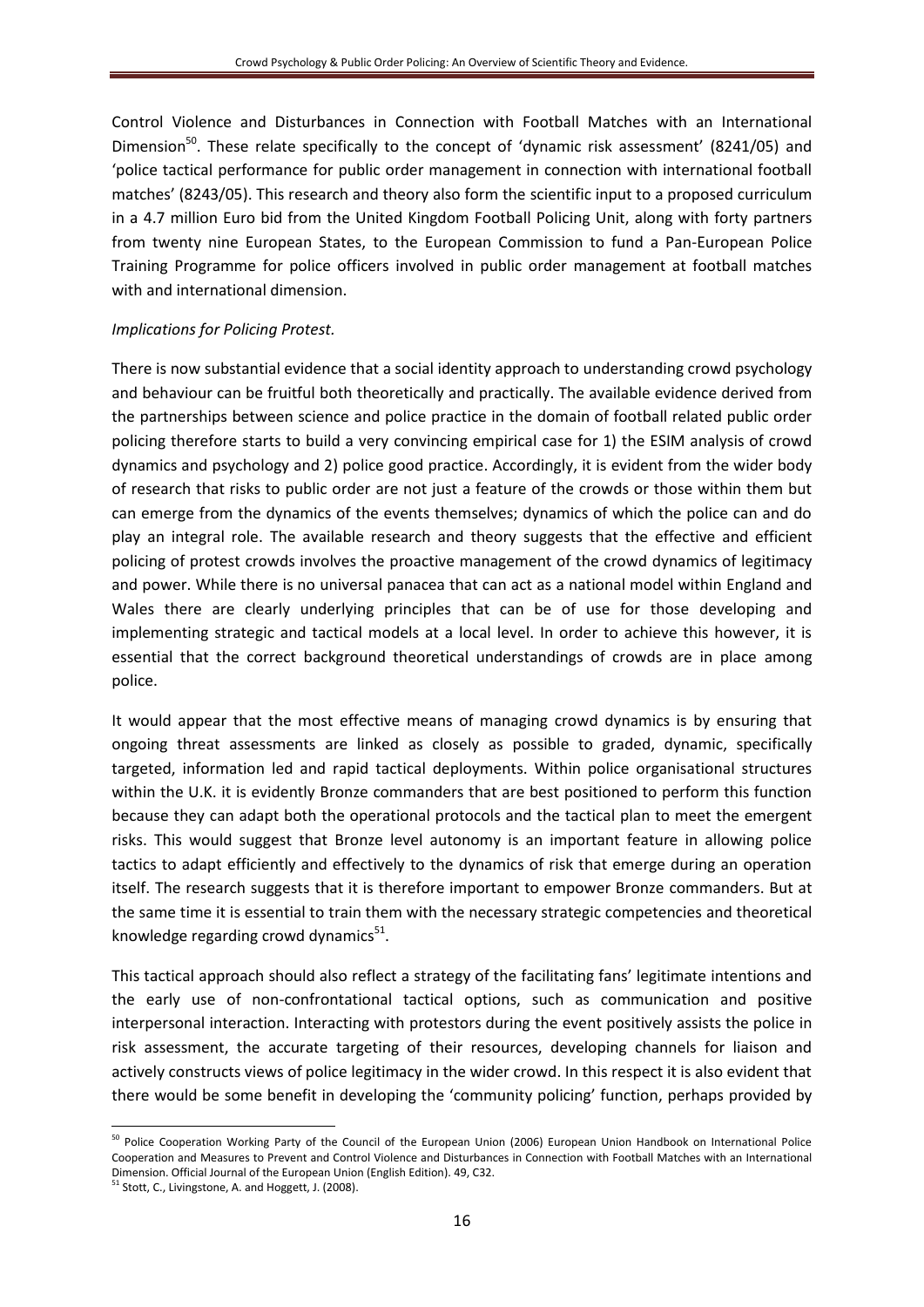Control Violence and Disturbances in Connection with Football Matches with an International Dimension[50]. These relate specifically to the concept of 'dynamic risk assessment' (8241/05) and 'police tactical performance for public order management in connection with international football matches' (8243/05). This research and theory also form the scientific input to a proposed curriculum in a 4.7 million Euro bid from the United Kingdom Football Policing Unit, along with forty partners from twenty nine European States, to the European Commission to fund a Pan-European Police Training Programme for police officers involved in public order management at football matches with and international dimension.

*Implications for Policing Protest.*

There is now substantial evidence that a social identity approach to understanding crowd psychology and behaviour can be fruitful both theoretically and practically. The available evidence derived from the partnerships between science and police practice in the domain of football related public order policing therefore starts to build a very convincing empirical case for 1) the ESIM analysis of crowd dynamics and psychology and 2) police good practice. Accordingly, it is evident from the wider body of research that risks to public order are not just a feature of the crowds or those within them but can emerge from the dynamics of the events themselves; dynamics of which the police can and do play an integral role. The available research and theory suggests that the effective and efficient policing of protest crowds involves the proactive management of the crowd dynamics of legitimacy and power. While there is no universal panacea that can act as a national model within England and Wales there are clearly underlying principles that can be of use for those developing and implementing strategic and tactical models at a local level. In order to achieve this however, it is essential that the correct background theoretical understandings of crowds are in place among police.

It would appear that the most effective means of managing crowd dynamics is by ensuring that ongoing threat assessments are linked as closely as possible to graded, dynamic, specifically targeted, information led and rapid tactical deployments. Within police organisational structures within the U.K. it is evidently Bronze commanders that are best positioned to perform this function because they can adapt both the operational protocols and the tactical plan to meet the emergent risks. This would suggest that Bronze level autonomy is an important feature in allowing police tactics to adapt efficiently and effectively to the dynamics of risk that emerge during an operation itself. The research suggests that it is therefore important to empower Bronze commanders. But at the same time it is essential to train them with the necessary strategic competencies and theoretical knowledge regarding crowd dynamics[51].

This tactical approach should also reflect a strategy of the facilitating fans' legitimate intentions and the early use of non-confrontational tactical options, such as communication and positive interpersonal interaction. Interacting with protestors during the event positively assists the police in risk assessment, the accurate targeting of their resources, developing channels for liaison and actively constructs views of police legitimacy in the wider crowd. In this respect it is also evident that there would be some benefit in developing the 'community policing' function, perhaps provided by

---

[50] Police Cooperation Working Party of the Council of the European Union (2006) European Union Handbook on International Police Cooperation and Measures to Prevent and Control Violence and Disturbances in Connection with Football Matches with an International Dimension. Official Journal of the European Union (English Edition). 49, C32.

[51] Stott, C., Livingstone, A. and Hoggett, J. (2008).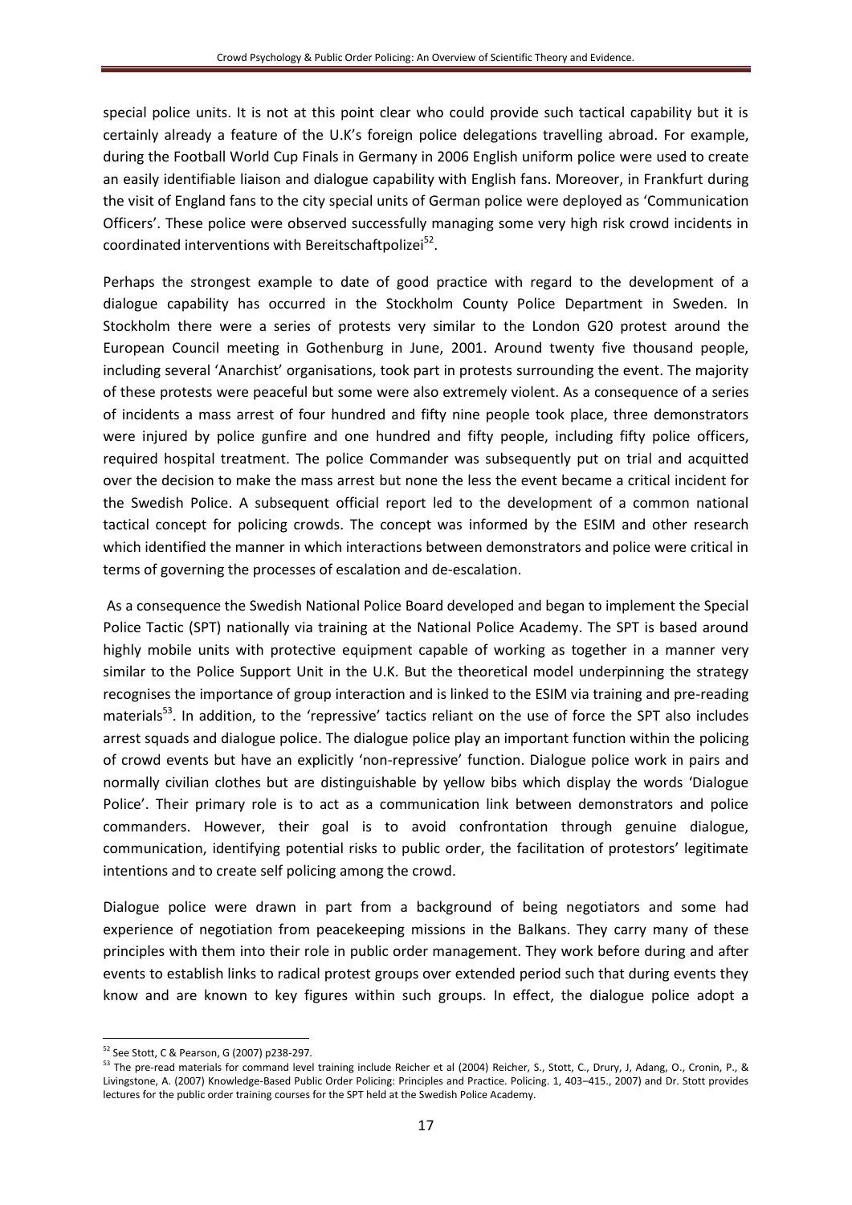special police units. It is not at this point clear who could provide such tactical capability but it is certainly already a feature of the U.K's foreign police delegations travelling abroad. For example, during the Football World Cup Finals in Germany in 2006 English uniform police were used to create an easily identifiable liaison and dialogue capability with English fans. Moreover, in Frankfurt during the visit of England fans to the city special units of German police were deployed as 'Communication Officers'. These police were observed successfully managing some very high risk crowd incidents in coordinated interventions with Bereitschaftpolizei[52].

Perhaps the strongest example to date of good practice with regard to the development of a dialogue capability has occurred in the Stockholm County Police Department in Sweden. In Stockholm there were a series of protests very similar to the London G20 protest around the European Council meeting in Gothenburg in June, 2001. Around twenty five thousand people, including several 'Anarchist' organisations, took part in protests surrounding the event. The majority of these protests were peaceful but some were also extremely violent. As a consequence of a series of incidents a mass arrest of four hundred and fifty nine people took place, three demonstrators were injured by police gunfire and one hundred and fifty people, including fifty police officers, required hospital treatment. The police Commander was subsequently put on trial and acquitted over the decision to make the mass arrest but none the less the event became a critical incident for the Swedish Police. A subsequent official report led to the development of a common national tactical concept for policing crowds. The concept was informed by the ESIM and other research which identified the manner in which interactions between demonstrators and police were critical in terms of governing the processes of escalation and de-escalation.

As a consequence the Swedish National Police Board developed and began to implement the Special Police Tactic (SPT) nationally via training at the National Police Academy. The SPT is based around highly mobile units with protective equipment capable of working as together in a manner very similar to the Police Support Unit in the U.K. But the theoretical model underpinning the strategy recognises the importance of group interaction and is linked to the ESIM via training and pre-reading materials[53]. In addition, to the 'repressive' tactics reliant on the use of force the SPT also includes arrest squads and dialogue police. The dialogue police play an important function within the policing of crowd events but have an explicitly 'non-repressive' function. Dialogue police work in pairs and normally civilian clothes but are distinguishable by yellow bibs which display the words 'Dialogue Police'. Their primary role is to act as a communication link between demonstrators and police commanders. However, their goal is to avoid confrontation through genuine dialogue, communication, identifying potential risks to public order, the facilitation of protestors' legitimate intentions and to create self policing among the crowd.

Dialogue police were drawn in part from a background of being negotiators and some had experience of negotiation from peacekeeping missions in the Balkans. They carry many of these principles with them into their role in public order management. They work before during and after events to establish links to radical protest groups over extended period such that during events they know and are known to key figures within such groups. In effect, the dialogue police adopt a

---

[52] See Stott, C & Pearson, G (2007) p238-297.

[53] The pre-read materials for command level training include Reicher et al (2004) Reicher, S., Stott, C., Drury, J, Adang, O., Cronin, P., & Livingstone, A. (2007) Knowledge-Based Public Order Policing: Principles and Practice. Policing. 1, 403–415., 2007) and Dr. Stott provides lectures for the public order training courses for the SPT held at the Swedish Police Academy.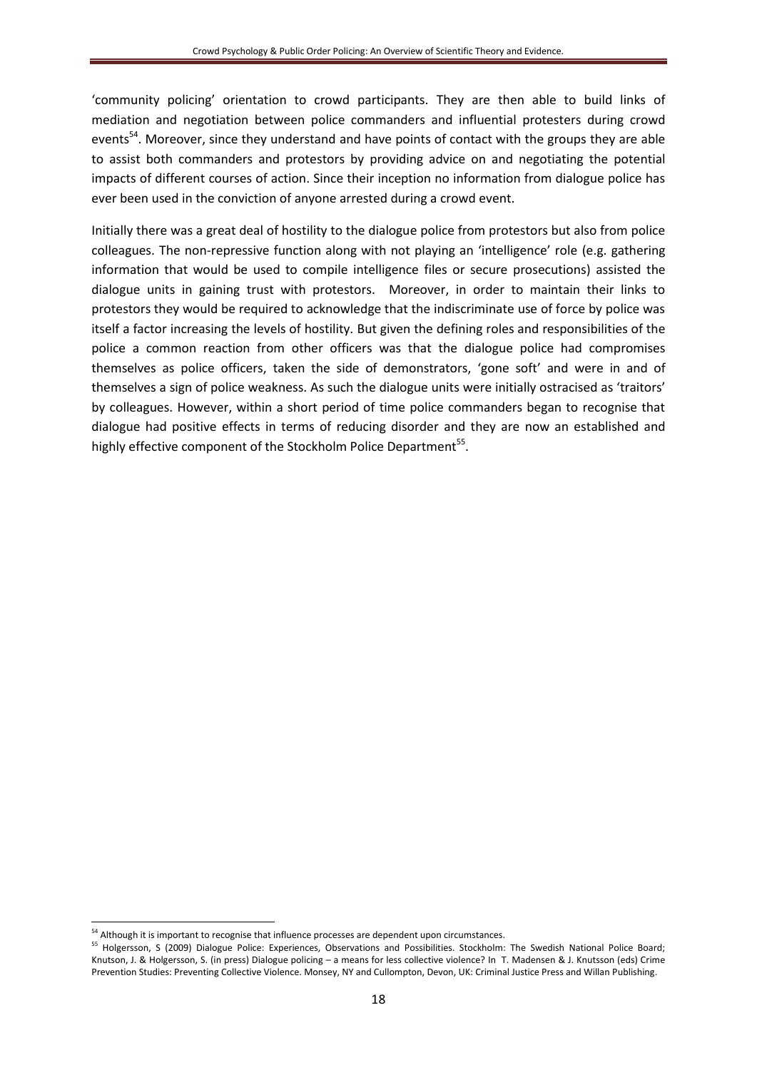'community policing' orientation to crowd participants. They are then able to build links of mediation and negotiation between police commanders and influential protesters during crowd events[54]. Moreover, since they understand and have points of contact with the groups they are able to assist both commanders and protestors by providing advice on and negotiating the potential impacts of different courses of action. Since their inception no information from dialogue police has ever been used in the conviction of anyone arrested during a crowd event.

Initially there was a great deal of hostility to the dialogue police from protestors but also from police colleagues. The non-repressive function along with not playing an 'intelligence' role (e.g. gathering information that would be used to compile intelligence files or secure prosecutions) assisted the dialogue units in gaining trust with protestors. Moreover, in order to maintain their links to protestors they would be required to acknowledge that the indiscriminate use of force by police was itself a factor increasing the levels of hostility. But given the defining roles and responsibilities of the police a common reaction from other officers was that the dialogue police had compromises themselves as police officers, taken the side of demonstrators, 'gone soft' and were in and of themselves a sign of police weakness. As such the dialogue units were initially ostracised as 'traitors' by colleagues. However, within a short period of time police commanders began to recognise that dialogue had positive effects in terms of reducing disorder and they are now an established and highly effective component of the Stockholm Police Department[55].

---

[54] Although it is important to recognise that influence processes are dependent upon circumstances.

[55] Holgersson, S (2009) Dialogue Police: Experiences, Observations and Possibilities. Stockholm: The Swedish National Police Board; Knutson, J. & Holgersson, S. (in press) Dialogue policing – a means for less collective violence? In T. Madensen & J. Knutsson (eds) Crime Prevention Studies: Preventing Collective Violence. Monsey, NY and Cullompton, Devon, UK: Criminal Justice Press and Willan Publishing.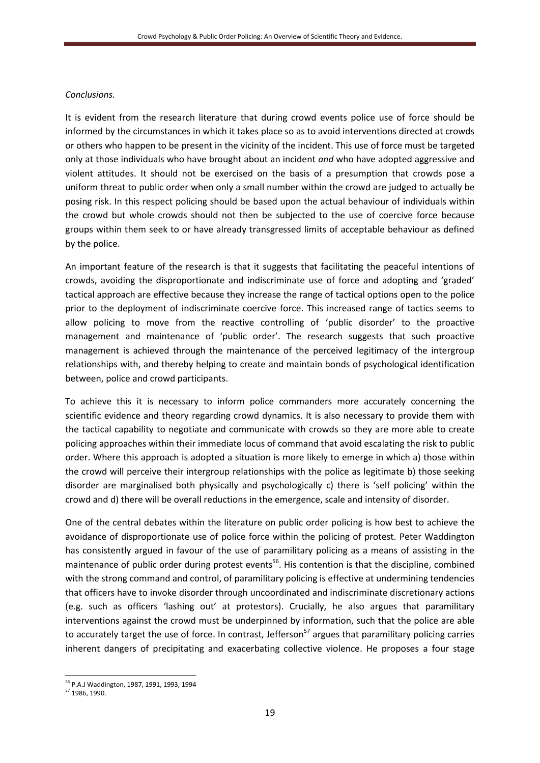*Conclusions.*

It is evident from the research literature that during crowd events police use of force should be informed by the circumstances in which it takes place so as to avoid interventions directed at crowds or others who happen to be present in the vicinity of the incident. This use of force must be targeted only at those individuals who have brought about an incident *and* who have adopted aggressive and violent attitudes. It should not be exercised on the basis of a presumption that crowds pose a uniform threat to public order when only a small number within the crowd are judged to actually be posing risk. In this respect policing should be based upon the actual behaviour of individuals within the crowd but whole crowds should not then be subjected to the use of coercive force because groups within them seek to or have already transgressed limits of acceptable behaviour as defined by the police.

An important feature of the research is that it suggests that facilitating the peaceful intentions of crowds, avoiding the disproportionate and indiscriminate use of force and adopting and 'graded' tactical approach are effective because they increase the range of tactical options open to the police prior to the deployment of indiscriminate coercive force. This increased range of tactics seems to allow policing to move from the reactive controlling of 'public disorder' to the proactive management and maintenance of 'public order'. The research suggests that such proactive management is achieved through the maintenance of the perceived legitimacy of the intergroup relationships with, and thereby helping to create and maintain bonds of psychological identification between, police and crowd participants.

To achieve this it is necessary to inform police commanders more accurately concerning the scientific evidence and theory regarding crowd dynamics. It is also necessary to provide them with the tactical capability to negotiate and communicate with crowds so they are more able to create policing approaches within their immediate locus of command that avoid escalating the risk to public order. Where this approach is adopted a situation is more likely to emerge in which a) those within the crowd will perceive their intergroup relationships with the police as legitimate b) those seeking disorder are marginalised both physically and psychologically c) there is 'self policing' within the crowd and d) there will be overall reductions in the emergence, scale and intensity of disorder.

One of the central debates within the literature on public order policing is how best to achieve the avoidance of disproportionate use of police force within the policing of protest. Peter Waddington has consistently argued in favour of the use of paramilitary policing as a means of assisting in the maintenance of public order during protest events[56]. His contention is that the discipline, combined with the strong command and control, of paramilitary policing is effective at undermining tendencies that officers have to invoke disorder through uncoordinated and indiscriminate discretionary actions (e.g. such as officers 'lashing out' at protestors). Crucially, he also argues that paramilitary interventions against the crowd must be underpinned by information, such that the police are able to accurately target the use of force. In contrast, Jefferson[57] argues that paramilitary policing carries inherent dangers of precipitating and exacerbating collective violence. He proposes a four stage

[56] P.A.J Waddington, 1987, 1991, 1993, 1994

[57] 1986, 1990.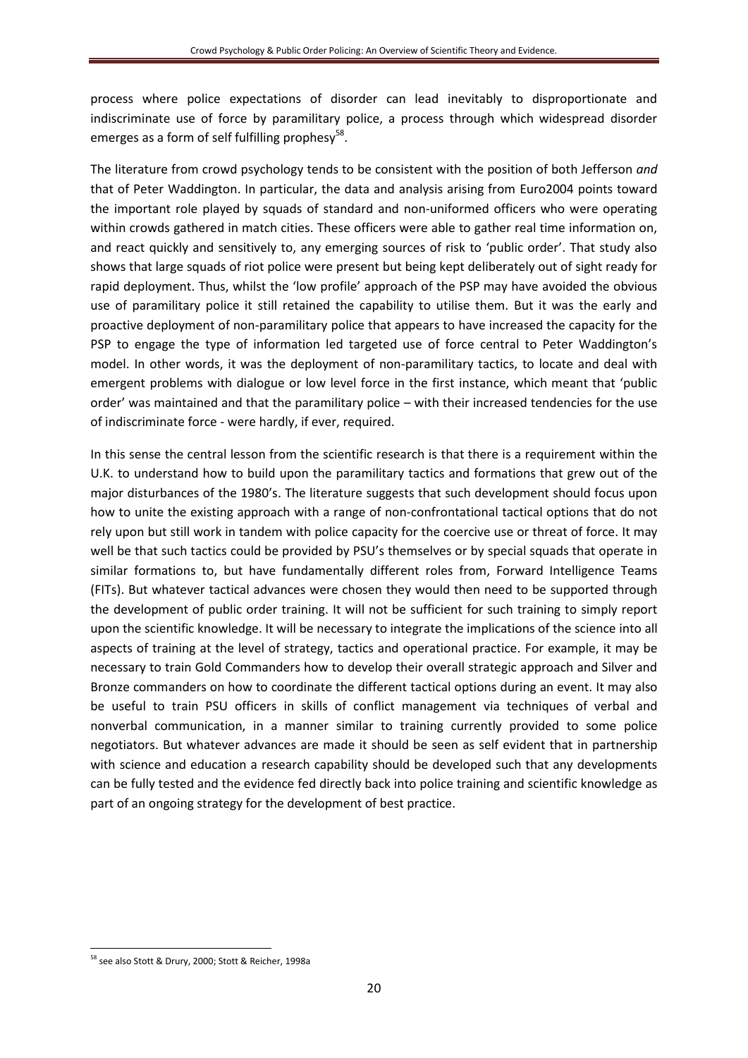process where police expectations of disorder can lead inevitably to disproportionate and indiscriminate use of force by paramilitary police, a process through which widespread disorder emerges as a form of self fulfilling prophesy[58].

The literature from crowd psychology tends to be consistent with the position of both Jefferson *and* that of Peter Waddington. In particular, the data and analysis arising from Euro2004 points toward the important role played by squads of standard and non-uniformed officers who were operating within crowds gathered in match cities. These officers were able to gather real time information on, and react quickly and sensitively to, any emerging sources of risk to 'public order'. That study also shows that large squads of riot police were present but being kept deliberately out of sight ready for rapid deployment. Thus, whilst the 'low profile' approach of the PSP may have avoided the obvious use of paramilitary police it still retained the capability to utilise them. But it was the early and proactive deployment of non-paramilitary police that appears to have increased the capacity for the PSP to engage the type of information led targeted use of force central to Peter Waddington's model. In other words, it was the deployment of non-paramilitary tactics, to locate and deal with emergent problems with dialogue or low level force in the first instance, which meant that 'public order' was maintained and that the paramilitary police – with their increased tendencies for the use of indiscriminate force - were hardly, if ever, required.

In this sense the central lesson from the scientific research is that there is a requirement within the U.K. to understand how to build upon the paramilitary tactics and formations that grew out of the major disturbances of the 1980's. The literature suggests that such development should focus upon how to unite the existing approach with a range of non-confrontational tactical options that do not rely upon but still work in tandem with police capacity for the coercive use or threat of force. It may well be that such tactics could be provided by PSU's themselves or by special squads that operate in similar formations to, but have fundamentally different roles from, Forward Intelligence Teams (FITs). But whatever tactical advances were chosen they would then need to be supported through the development of public order training. It will not be sufficient for such training to simply report upon the scientific knowledge. It will be necessary to integrate the implications of the science into all aspects of training at the level of strategy, tactics and operational practice. For example, it may be necessary to train Gold Commanders how to develop their overall strategic approach and Silver and Bronze commanders on how to coordinate the different tactical options during an event. It may also be useful to train PSU officers in skills of conflict management via techniques of verbal and nonverbal communication, in a manner similar to training currently provided to some police negotiators. But whatever advances are made it should be seen as self evident that in partnership with science and education a research capability should be developed such that any developments can be fully tested and the evidence fed directly back into police training and scientific knowledge as part of an ongoing strategy for the development of best practice.

[58] see also Stott & Drury, 2000; Stott & Reicher, 1998a